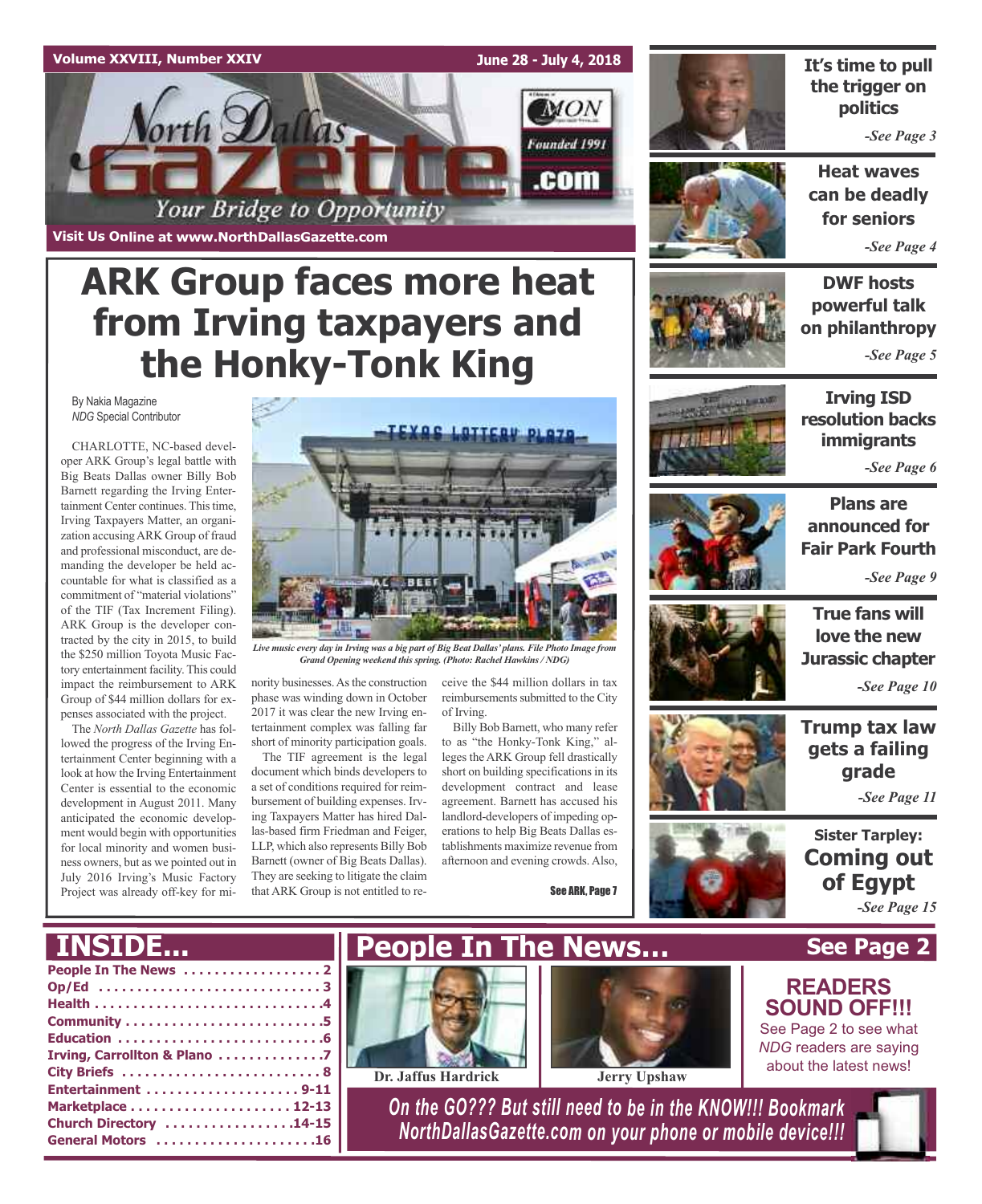Volume XXVIII, Number XXIV

June 28 - July 4, 2018

North Dallas Gazette .com

Founded 1991

*Your Bridge to Opportunity*

Visit Us Online at www.NorthDallasGazette.com

# ARK Group faces more heat from Irving taxpayers and the Honky-Tonk King

By Nakia Magazine
*NDG* Special Contributor

CHARLOTTE, NC-based developer ARK Group's legal battle with Big Beats Dallas owner Billy Bob Barnett regarding the Irving Entertainment Center continues. This time, Irving Taxpayers Matter, an organization accusing ARK Group of fraud and professional misconduct, are demanding the developer be held accountable for what is classified as a commitment of "material violations" of the TIF (Tax Increment Filing). ARK Group is the developer contracted by the city in 2015, to build the $250 million Toyota Music Factory entertainment facility. This could impact the reimbursement to ARK Group of $44 million dollars for expenses associated with the project.

The *North Dallas Gazette* has followed the progress of the Irving Entertainment Center beginning with a look at how the Irving Entertainment Center is essential to the economic development in August 2011. Many anticipated the economic development would begin with opportunities for local minority and women business owners, but as we pointed out in July 2016 Irving's Music Factory Project was already off-key for minority businesses. As the construction phase was winding down in October 2017 it was clear the new Irving entertainment complex was falling far short of minority participation goals.

*Live music every day in Irving was a big part of Big Beat Dallas' plans. File Photo Image from Grand Opening weekend this spring. (Photo: Rachel Hawkins / NDG)*

The TIF agreement is the legal document which binds developers to a set of conditions required for reimbursement of building expenses. Irving Taxpayers Matter has hired Dallas-based firm Friedman and Feiger, LLP, which also represents Billy Bob Barnett (owner of Big Beats Dallas). They are seeking to litigate the claim that ARK Group is not entitled to receive the $44 million dollars in tax reimbursements submitted to the City of Irving.

Billy Bob Barnett, who many refer to as "the Honky-Tonk King," alleges the ARK Group fell drastically short on building specifications in its development contract and lease agreement. Barnett has accused his landlord-developers of impeding operations to help Big Beats Dallas establishments maximize revenue from afternoon and evening crowds. Also,

See ARK, Page 7

---

**It's time to pull the trigger on politics** *-See Page 3*

**Heat waves can be deadly for seniors** *-See Page 4*

**DWF hosts powerful talk on philanthropy** *-See Page 5*

**Irving ISD resolution backs immigrants** *-See Page 6*

**Plans are announced for Fair Park Fourth** *-See Page 9*

**True fans will love the new Jurassic chapter** *-See Page 10*

**Trump tax law gets a failing grade** *-See Page 11*

**Sister Tarpley: Coming out of Egypt** *-See Page 15*

---

## INSIDE...

- People In The News .................. 2
- Op/Ed .................................. 3
- Health .................................. 4
- Community ............................ 5
- Education .............................. 6
- Irving, Carrollton & Plano ............. 7
- City Briefs ............................. 8
- Entertainment ..................... 9-11
- Marketplace ....................... 12-13
- Church Directory ................. 14-15
- General Motors ...................... 16

## People In The News... See Page 2

Dr. Jaffus Hardrick

Jerry Upshaw

**READERS SOUND OFF!!!**

See Page 2 to see what *NDG* readers are saying about the latest news!

*On the GO??? But still need to be in the KNOW!!! Bookmark NorthDallasGazette.com on your phone or mobile device!!!*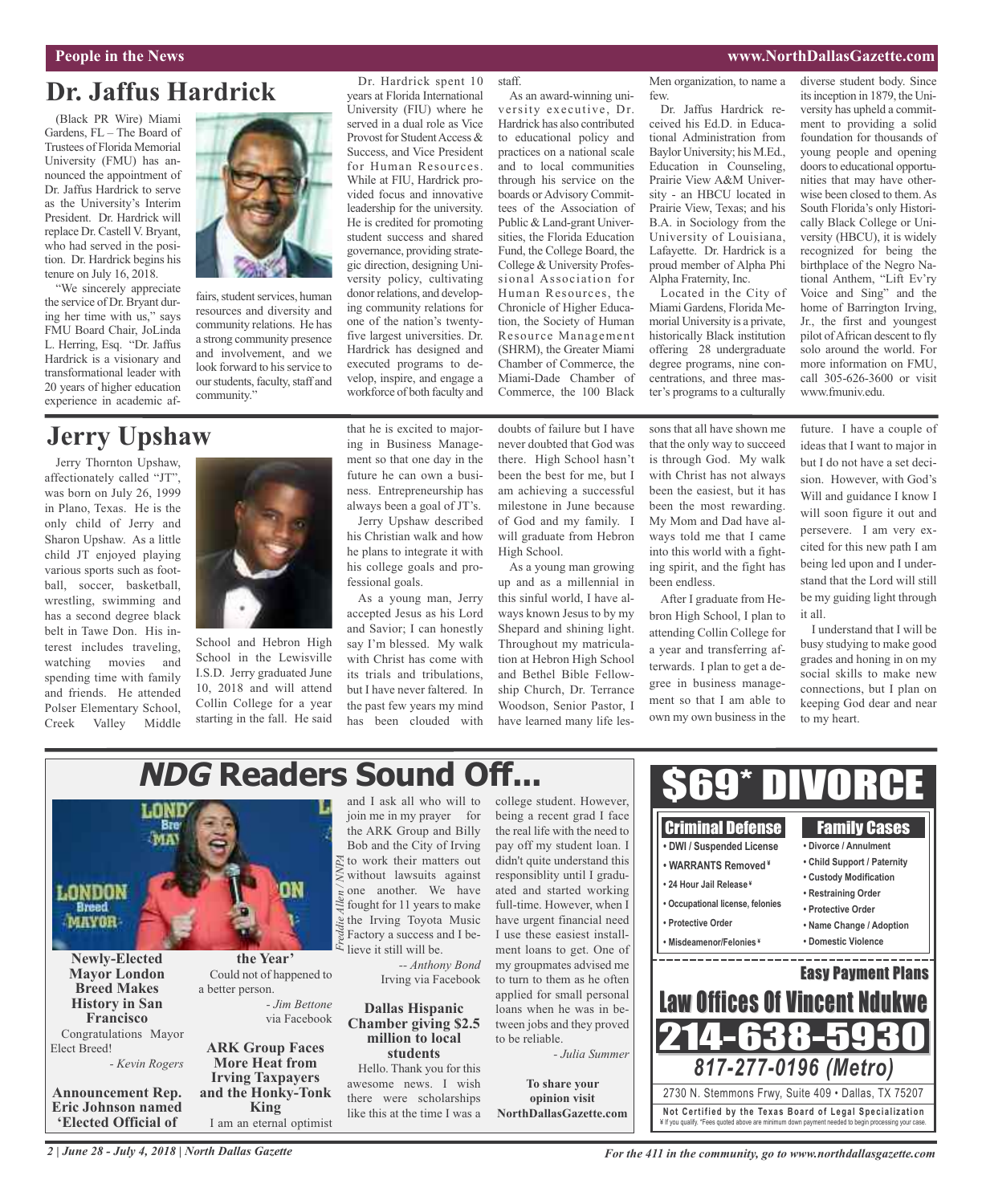# Dr. Jaffus Hardrick

(Black PR Wire) Miami Gardens, FL – The Board of Trustees of Florida Memorial University (FMU) has announced the appointment of Dr. Jaffus Hardrick to serve as the University's Interim President. Dr. Hardrick will replace Dr. Castell V. Bryant, who had served in the position. Dr. Hardrick begins his tenure on July 16, 2018.

"We sincerely appreciate the service of Dr. Bryant during her time with us," says FMU Board Chair, JoLinda L. Herring, Esq. "Dr. Jaffus Hardrick is a visionary and transformational leader with 20 years of higher education experience in academic affairs, student services, human resources and diversity and community relations. He has a strong community presence and involvement, and we look forward to his service to our students, faculty, staff and community."

Dr. Hardrick spent 10 years at Florida International University (FIU) where he served in a dual role as Vice Provost for Student Access & Success, and Vice President for Human Resources. While at FIU, Hardrick provided focus and innovative leadership for the university. He is credited for promoting student success and shared governance, providing strategic direction, designing University policy, cultivating donor relations, and developing community relations for one of the nation's twenty-five largest universities. Dr. Hardrick has designed and executed programs to develop, inspire, and engage a workforce of both faculty and staff.

As an award-winning university executive, Dr. Hardrick has also contributed to educational policy and practices on a national scale and to local communities through his service on the boards or Advisory Committees of the Association of Public & Land-grant Universities, the Florida Education Fund, the College Board, the College & University Professional Association for Human Resources, the Chronicle of Higher Education, the Society of Human Resource Management (SHRM), the Greater Miami Chamber of Commerce, the Miami-Dade Chamber of Commerce, the 100 Black Men organization, to name a few.

Dr. Jaffus Hardrick received his Ed.D. in Educational Administration from Baylor University; his M.Ed., Education in Counseling, Prairie View A&M University - an HBCU located in Prairie View, Texas; and his B.A. in Sociology from the University of Louisiana, Lafayette. Dr. Hardrick is a proud member of Alpha Phi Alpha Fraternity, Inc.

Located in the City of Miami Gardens, Florida Memorial University is a private, historically Black institution offering 28 undergraduate degree programs, nine concentrations, and three master's programs to a culturally diverse student body. Since its inception in 1879, the University has upheld a commitment to providing a solid foundation for thousands of young people and opening doors to educational opportunities that may have otherwise been closed to them. As South Florida's only Historically Black College or University (HBCU), it is widely recognized for being the birthplace of the Negro National Anthem, "Lift Ev'ry Voice and Sing" and the home of Barrington Irving, Jr., the first and youngest pilot of African descent to fly solo around the world. For more information on FMU, call 305-626-3600 or visit www.fmuniv.edu.

# Jerry Upshaw

Jerry Thornton Upshaw, affectionately called "JT", was born on July 26, 1999 in Plano, Texas. He is the only child of Jerry and Sharon Upshaw. As a little child JT enjoyed playing various sports such as football, soccer, basketball, wrestling, swimming and has a second degree black belt in Tawe Don. His interest includes traveling, watching movies and spending time with family and friends. He attended Polser Elementary School, Creek Valley Middle School and Hebron High School in the Lewisville I.S.D. Jerry graduated June 10, 2018 and will attend Collin College for a year starting in the fall. He said that he is excited to majoring in Business Management so that one day in the future he can own a business. Entrepreneurship has always been a goal of JT's.

Jerry Upshaw described his Christian walk and how he plans to integrate it with his college goals and professional goals.

As a young man, Jerry accepted Jesus as his Lord and Savior; I can honestly say I'm blessed. My walk with Christ has come with its trials and tribulations, but I have never faltered. In the past few years my mind has been clouded with doubts of failure but I have never doubted that God was there. High School hasn't been the best for me, but I am achieving a successful milestone in June because of God and my family. I will graduate from Hebron High School.

As a young man growing up and as a millennial in this sinful world, I have always known Jesus to by my Shepard and shining light. Throughout my matriculation at Hebron High School and Bethel Bible Fellowship Church, Dr. Terrance Woodson, Senior Pastor, I have learned many life lessons that all have shown me that the only way to succeed is through God. My walk with Christ has not always been the easiest, but it has been the most rewarding. My Mom and Dad have always told me that I came into this world with a fighting spirit, and the fight has been endless.

After I graduate from Hebron High School, I plan to attending Collin College for a year and transferring afterwards. I plan to get a degree in business management so that I am able to own my own business in the future. I have a couple of ideas that I want to major in but I do not have a set decision. However, with God's Will and guidance I know I will soon figure it out and persevere. I am very excited for this new path I am being led upon and I understand that the Lord will still be my guiding light through it all.

I understand that I will be busy studying to make good grades and honing in on my social skills to make new connections, but I plan on keeping God dear and near to my heart.

# *NDG* Readers Sound Off...

*Freddie Allen / NNPA*

**Newly-Elected Mayor London Breed Makes History in San Francisco**

Congratulations Mayor Elect Breed!

*- Kevin Rogers*

**Announcement Rep. Eric Johnson named 'Elected Official of the Year'**

Could not of happened to a better person.

*- Jim Bettone via Facebook*

**ARK Group Faces More Heat from Irving Taxpayers and the Honky-Tonk King**

I am an eternal optimist and I ask all who will to join me in my prayer for the ARK Group and Billy Bob and the City of Irving to work their matters out without lawsuits against one another. We have fought for 11 years to make the Irving Toyota Music Factory a success and I believe it still will be.

*-- Anthony Bond Irving via Facebook*

**Dallas Hispanic Chamber giving $2.5 million to local students**

Hello. Thank you for this awesome news. I wish there were scholarships like this at the time I was a college student. However, being a recent grad I face the real life with the need to pay off my student loan. I didn't quite understand this responsiblity until I graduated and started working full-time. However, when I have urgent financial need I use these easiest installment loans to get. One of my groupmates advised me to turn to them as he often applied for small personal loans when he was in between jobs and they proved to be reliable.

*- Julia Summer*

**To share your opinion visit NorthDallasGazette.com**

# $69* DIVORCE

**Criminal Defense**
- DWI / Suspended License
- WARRANTS Removed ¥
- 24 Hour Jail Release ¥
- Occupational license, felonies
- Protective Order
- Misdeameanor/Felonies ¥

**Family Cases**
- Divorce / Annulment
- Child Support / Paternity
- Custody Modification
- Restraining Order
- Protective Order
- Name Change / Adoption
- Domestic Violence

**Easy Payment Plans**

**Law Offices Of Vincent Ndukwe**

**214-638-5930**

***817-277-0196 (Metro)***

2730 N. Stemmons Frwy, Suite 409 • Dallas, TX 75207

**Not Certified by the Texas Board of Legal Specialization**
¥ If you qualify. *Fees quoted above are minimum down payment needed to begin processing your case.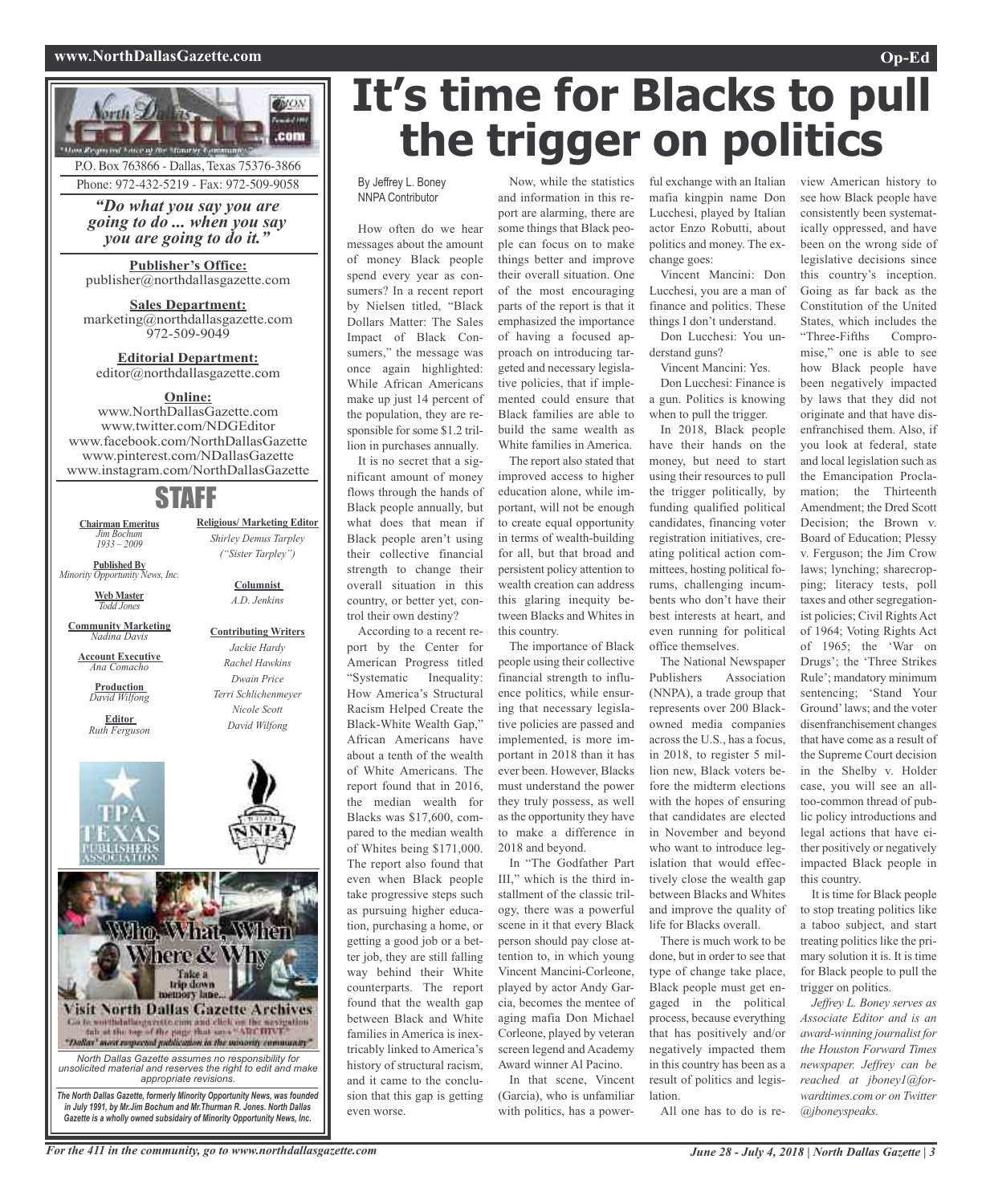P.O. Box 763866 - Dallas, Texas 75376-3866
Phone: 972-432-5219 - Fax: 972-509-9058

***"Do what you say you are going to do ... when you say you are going to do it."***

**Publisher's Office:**
publisher@northdallasgazette.com

**Sales Department:**
marketing@northdallasgazette.com
972-509-9049

**Editorial Department:**
editor@northdallasgazette.com

**Online:**
www.NorthDallasGazette.com
www.twitter.com/NDGEditor
www.facebook.com/NorthDallasGazette
www.pinterest.com/NDallasGazette
www.instagram.com/NorthDallasGazette

## STAFF

**Chairman Emeritus**
*Jim Bochum*
*1933 – 2009*

**Published By**
*Minority Opportunity News, Inc.*

**Web Master**
*Todd Jones*

**Community Marketing**
*Nadina Davis*

**Account Executive**
*Ana Comacho*

**Production**
*David Wilfong*

**Editor**
*Ruth Ferguson*

**Religious/ Marketing Editor**
*Shirley Demus Tarpley*
*("Sister Tarpley")*

**Columnist**
*A.D. Jenkins*

**Contributing Writers**
*Jackie Hardy*
*Rachel Hawkins*
*Dwain Price*
*Terri Schlichenmeyer*
*Nicole Scott*
*David Wilfong*

Who, What, When, Where & Why
Take a trip down memory lane...
Visit North Dallas Gazette Archives
Go to northdallasgazette.com and click on the navigation tab at the top of the page that says "ARCHIVE"
"Dallas' most respected publication in the minority community"

*North Dallas Gazette assumes no responsibility for unsolicited material and reserves the right to edit and make appropriate revisions.*

***The North Dallas Gazette, formerly Minority Opportunity News, was founded in July 1991, by Mr.Jim Bochum and Mr.Thurman R. Jones. North Dallas Gazette is a wholly owned subsidairy of Minority Opportunity News, Inc.***

# It's time for Blacks to pull the trigger on politics

By Jeffrey L. Boney
NNPA Contributor

How often do we hear messages about the amount of money Black people spend every year as consumers? In a recent report by Nielsen titled, "Black Dollars Matter: The Sales Impact of Black Consumers," the message was once again highlighted: While African Americans make up just 14 percent of the population, they are responsible for some $1.2 trillion in purchases annually.

It is no secret that a significant amount of money flows through the hands of Black people annually, but what does that mean if Black people aren't using their collective financial strength to change their overall situation in this country, or better yet, control their own destiny?

According to a recent report by the Center for American Progress titled "Systematic Inequality: How America's Structural Racism Helped Create the Black-White Wealth Gap," African Americans have about a tenth of the wealth of White Americans. The report found that in 2016, the median wealth for Blacks was $17,600, compared to the median wealth of Whites being $171,000. The report also found that even when Black people take progressive steps such as pursuing higher education, purchasing a home, or getting a good job or a better job, they are still falling way behind their White counterparts. The report found that the wealth gap between Black and White families in America is inextricably linked to America's history of structural racism, and it came to the conclusion that this gap is getting even worse.

Now, while the statistics and information in this report are alarming, there are some things that Black people can focus on to make things better and improve their overall situation. One of the most encouraging parts of the report is that it emphasized the importance of having a focused approach on introducing targeted and necessary legislative policies, that if implemented could ensure that Black families are able to build the same wealth as White families in America.

The report also stated that improved access to higher education alone, while important, will not be enough to create equal opportunity in terms of wealth-building for all, but that broad and persistent policy attention to wealth creation can address this glaring inequity between Blacks and Whites in this country.

The importance of Black people using their collective financial strength to influence politics, while ensuring that necessary legislative policies are passed and implemented, is more important in 2018 than it has ever been. However, Blacks must understand the power they truly possess, as well as the opportunity they have to make a difference in 2018 and beyond.

In "The Godfather Part III," which is the third installment of the classic trilogy, there was a powerful scene in it that every Black person should pay close attention to, in which young Vincent Mancini-Corleone, played by actor Andy Garcia, becomes the mentee of aging mafia Don Michael Corleone, played by veteran screen legend and Academy Award winner Al Pacino.

In that scene, Vincent (Garcia), who is unfamiliar with politics, has a powerful exchange with an Italian mafia kingpin name Don Lucchesi, played by Italian actor Enzo Robutti, about politics and money. The exchange goes:

Vincent Mancini: Don Lucchesi, you are a man of finance and politics. These things I don't understand.

Don Lucchesi: You understand guns?

Vincent Mancini: Yes.

Don Lucchesi: Finance is a gun. Politics is knowing when to pull the trigger.

In 2018, Black people have their hands on the money, but need to start using their resources to pull the trigger politically, by funding qualified political candidates, financing voter registration initiatives, creating political action committees, hosting political forums, challenging incumbents who don't have their best interests at heart, and even running for political office themselves.

The National Newspaper Publishers Association (NNPA), a trade group that represents over 200 Black-owned media companies across the U.S., has a focus, in 2018, to register 5 million new, Black voters before the midterm elections with the hopes of ensuring that candidates are elected in November and beyond who want to introduce legislation that would effectively close the wealth gap between Blacks and Whites and improve the quality of life for Blacks overall.

There is much work to be done, but in order to see that type of change take place, Black people must get engaged in the political process, because everything that has positively and/or negatively impacted them in this country has been as a result of politics and legislation.

All one has to do is review American history to see how Black people have consistently been systematically oppressed, and have been on the wrong side of legislative decisions since this country's inception. Going as far back as the Constitution of the United States, which includes the "Three-Fifths Compromise," one is able to see how Black people have been negatively impacted by laws that they did not originate and that have disenfranchised them. Also, if you look at federal, state and local legislation such as the Emancipation Proclamation; the Thirteenth Amendment; the Dred Scott Decision; the Brown v. Board of Education; Plessy v. Ferguson; the Jim Crow laws; lynching; sharecropping; literacy tests, poll taxes and other segregationist policies; Civil Rights Act of 1964; Voting Rights Act of 1965; the 'War on Drugs'; the 'Three Strikes Rule'; mandatory minimum sentencing; 'Stand Your Ground' laws; and the voter disenfranchisement changes that have come as a result of the Supreme Court decision in the Shelby v. Holder case, you will see an all-too-common thread of public policy introductions and legal actions that have either positively or negatively impacted Black people in this country.

It is time for Black people to stop treating politics like a taboo subject, and start treating politics like the primary solution it is. It is time for Black people to pull the trigger on politics.

*Jeffrey L. Boney serves as Associate Editor and is an award-winning journalist for the Houston Forward Times newspaper. Jeffrey can be reached at jboney1@forwardtimes.com or on Twitter @jboneyspeaks.*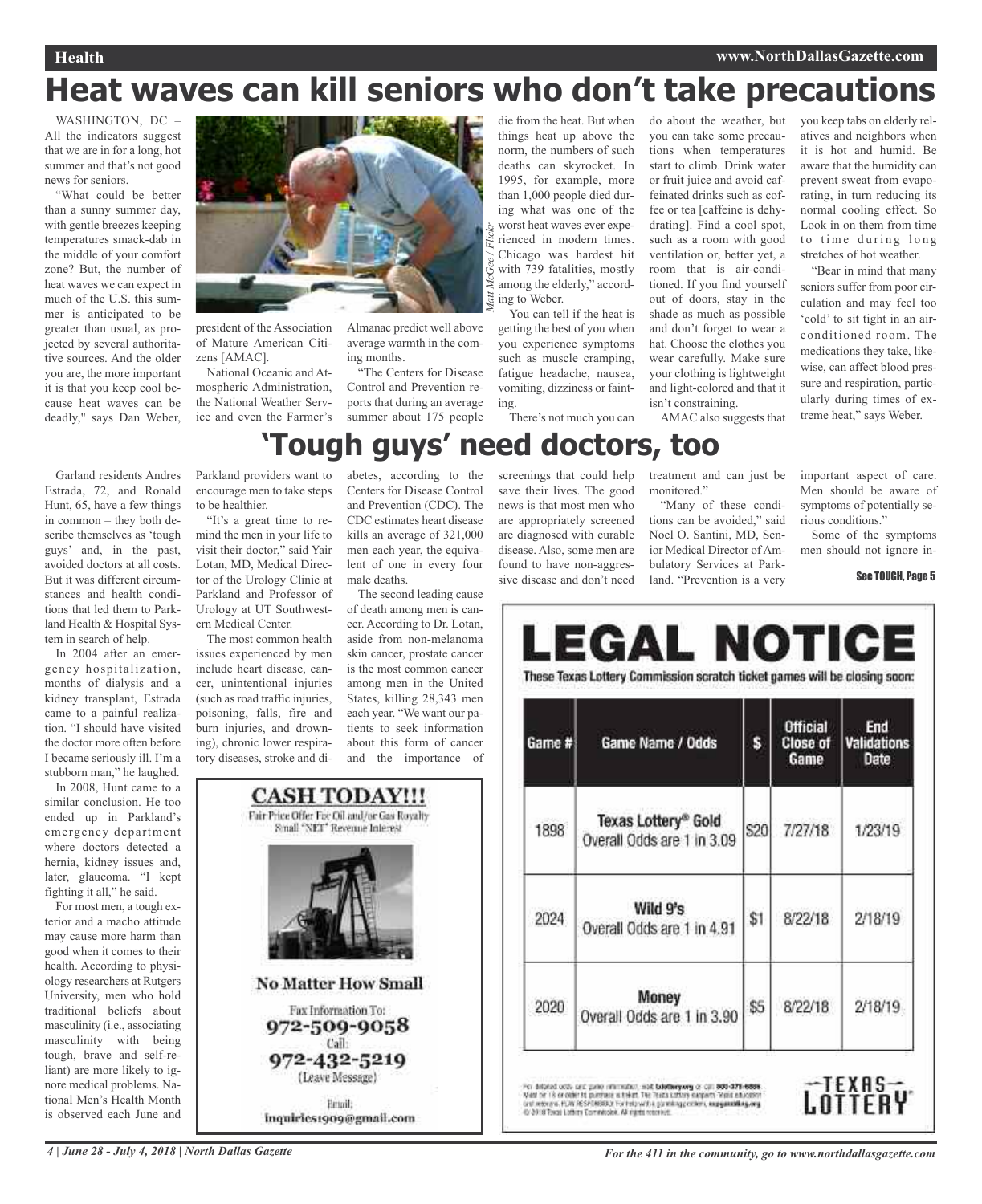# Heat waves can kill seniors who don't take precautions

WASHINGTON, DC – All the indicators suggest that we are in for a long, hot summer and that's not good news for seniors.

"What could be better than a sunny summer day, with gentle breezes keeping temperatures smack-dab in the middle of your comfort zone? But, the number of heat waves we can expect in much of the U.S. this summer is anticipated to be greater than usual, as projected by several authoritative sources. And the older you are, the more important it is that you keep cool because heat waves can be deadly," says Dan Weber, president of the Association of Mature American Citizens [AMAC].

*Matt McGee / Flickr*

National Oceanic and Atmospheric Administration, the National Weather Service and even the Farmer's Almanac predict well above average warmth in the coming months.

"The Centers for Disease Control and Prevention reports that during an average summer about 175 people die from the heat. But when things heat up above the norm, the numbers of such deaths can skyrocket. In 1995, for example, more than 1,000 people died during what was one of the worst heat waves ever experienced in modern times. Chicago was hardest hit with 739 fatalities, mostly among the elderly," according to Weber.

You can tell if the heat is getting the best of you when you experience symptoms such as muscle cramping, fatigue headache, nausea, vomiting, dizziness or fainting.

There's not much you can do about the weather, but you can take some precautions when temperatures start to climb. Drink water or fruit juice and avoid caffeinated drinks such as coffee or tea [caffeine is dehydrating]. Find a cool spot, such as a room with good ventilation or, better yet, a room that is air-conditioned. If you find yourself out of doors, stay in the shade as much as possible and don't forget to wear a hat. Choose the clothes you wear carefully. Make sure your clothing is lightweight and light-colored and that it isn't constraining.

AMAC also suggests that you keep tabs on elderly relatives and neighbors when it is hot and humid. Be aware that the humidity can prevent sweat from evaporating, in turn reducing its normal cooling effect. So Look in on them from time to time during long stretches of hot weather.

"Bear in mind that many seniors suffer from poor circulation and may feel too 'cold' to sit tight in an air-conditioned room. The medications they take, likewise, can affect blood pressure and respiration, particularly during times of extreme heat," says Weber.

# 'Tough guys' need doctors, too

Garland residents Andres Estrada, 72, and Ronald Hunt, 65, have a few things in common – they both describe themselves as 'tough guys' and, in the past, avoided doctors at all costs. But it was different circumstances and health conditions that led them to Parkland Health & Hospital System in search of help.

In 2004 after an emergency hospitalization, months of dialysis and a kidney transplant, Estrada came to a painful realization. "I should have visited the doctor more often before I became seriously ill. I'm a stubborn man," he laughed.

In 2008, Hunt came to a similar conclusion. He too ended up in Parkland's emergency department where doctors detected a hernia, kidney issues and, later, glaucoma. "I kept fighting it all," he said.

For most men, a tough exterior and a macho attitude may cause more harm than good when it comes to their health. According to physiology researchers at Rutgers University, men who hold traditional beliefs about masculinity (i.e., associating masculinity with being tough, brave and self-reliant) are more likely to ignore medical problems. National Men's Health Month is observed each June and Parkland providers want to encourage men to take steps to be healthier.

"It's a great time to remind the men in your life to visit their doctor," said Yair Lotan, MD, Medical Director of the Urology Clinic at Parkland and Professor of Urology at UT Southwestern Medical Center.

The most common health issues experienced by men include heart disease, cancer, unintentional injuries (such as road traffic injuries, poisoning, falls, fire and burn injuries, and drowning), chronic lower respiratory diseases, stroke and diabetes, according to the Centers for Disease Control and Prevention (CDC). The CDC estimates heart disease kills an average of 321,000 men each year, the equivalent of one in every four male deaths.

The second leading cause of death among men is cancer. According to Dr. Lotan, aside from non-melanoma skin cancer, prostate cancer is the most common cancer among men in the United States, killing 28,343 men each year. "We want our patients to seek information about this form of cancer and the importance of screenings that could help save their lives. The good news is that most men who are appropriately screened are diagnosed with curable disease. Also, some men are found to have non-aggressive disease and don't need treatment and can just be monitored."

"Many of these conditions can be avoided," said Noel O. Santini, MD, Senior Medical Director of Ambulatory Services at Parkland. "Prevention is a very important aspect of care. Men should be aware of symptoms of potentially serious conditions."

Some of the symptoms men should not ignore in-

See TOUGH, Page 5

**CASH TODAY!!!**

Fair Price Offer For Oil and/or Gas Royalty
Small "NET" Revenue Interest

**No Matter How Small**

Fax Information To:
**972-509-9058**
Call:
**972-432-5219**
(Leave Message)

Email:
inquiries1909@gmail.com

# LEGAL NOTICE

**These Texas Lottery Commission scratch ticket games will be closing soon:**

| Game # | Game Name / Odds | $ | Official Close of Game | End Validations Date |
|---|---|---|---|---|
| 1898 | **Texas Lottery® Gold** Overall Odds are 1 in 3.09 | $20 | 7/27/18 | 1/23/19 |
| 2024 | **Wild 9's** Overall Odds are 1 in 4.91 | $1 | 8/22/18 | 2/18/19 |
| 2020 | **Money** Overall Odds are 1 in 3.90 | $5 | 8/22/18 | 2/18/19 |

For detailed odds and game information, visit txlottery.org or call 800-375-6886. Must be 18 or older to purchase a ticket. The Texas Lottery supports Texas education and veterans. PLAY RESPONSIBLY. For help with a gambling problem, ncpgambling.org. © 2018 Texas Lottery Commission. All rights reserved.

TEXAS LOTTERY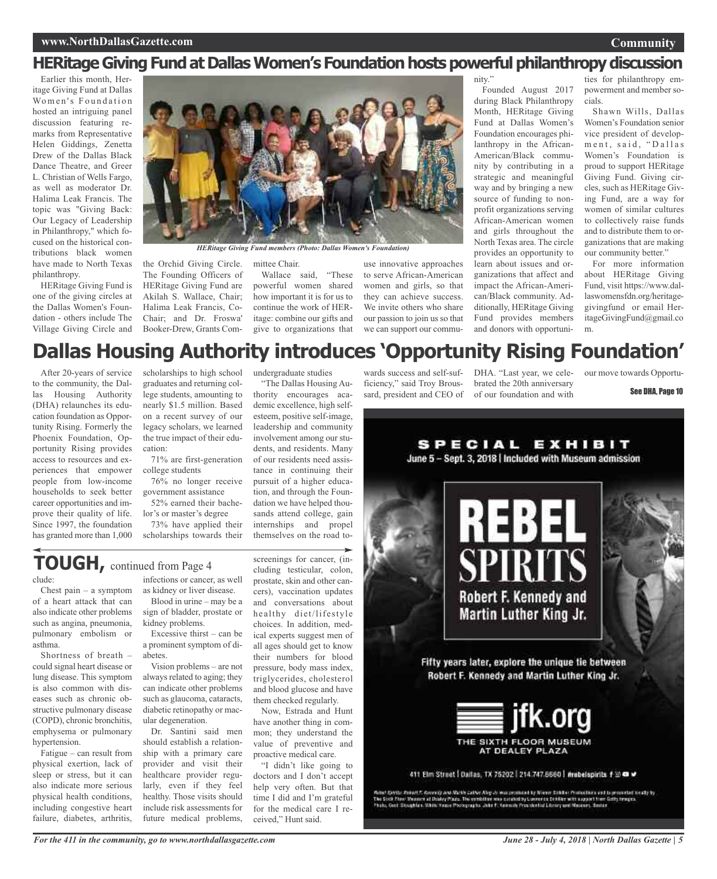# HERitage Giving Fund at Dallas Women's Foundation hosts powerful philanthropy discussion

Earlier this month, Heritage Giving Fund at Dallas Women's Foundation hosted an intriguing panel discussion featuring remarks from Representative Helen Giddings, Zenetta Drew of the Dallas Black Dance Theatre, and Greer L. Christian of Wells Fargo, as well as moderator Dr. Halima Leak Francis. The topic was "Giving Back: Our Legacy of Leadership in Philanthropy," which focused on the historical contributions black women have made to North Texas philanthropy.

*HERitage Giving Fund members (Photo: Dallas Women's Foundation)*

HERitage Giving Fund is one of the giving circles at the Dallas Women's Foundation - others include The Village Giving Circle and the Orchid Giving Circle. The Founding Officers of HERitage Giving Fund are Akilah S. Wallace, Chair; Halima Leak Francis, Co-Chair; and Dr. Froswa' Booker-Drew, Grants Committee Chair.

Wallace said, "These powerful women shared how important it is for us to continue the work of HERitage: combine our gifts and give to organizations that use innovative approaches to serve African-American women and girls, so that they can achieve success. We invite others who share our passion to join us so that we can support our community."

Founded August 2017 during Black Philanthropy Month, HERitage Giving Fund at Dallas Women's Foundation encourages philanthropy in the African-American/Black community by contributing in a strategic and meaningful way and by bringing a new source of funding to nonprofit organizations serving African-American women and girls throughout the North Texas area. The circle provides an opportunity to learn about issues and organizations that affect and impact the African-American/Black community. Additionally, HERitage Giving Fund provides members and donors with opportunities for philanthropy empowerment and member socials.

Shawn Wills, Dallas Women's Foundation senior vice president of development, said, "Dallas Women's Foundation is proud to support HERitage Giving Fund. Giving circles, such as HERitage Giving Fund, are a way for women of similar cultures to collectively raise funds and to distribute them to organizations that are making our community better."

For more information about HERitage Giving Fund, visit https://www.dallaswomensfdn.org/heritagegivingfund or email HeritageGivingFund@gmail.com.

# Dallas Housing Authority introduces 'Opportunity Rising Foundation'

After 20-years of service to the community, the Dallas Housing Authority (DHA) relaunches its education foundation as Opportunity Rising. Formerly the Phoenix Foundation, Opportunity Rising provides access to resources and experiences that empower people from low-income households to seek better career opportunities and improve their quality of life. Since 1997, the foundation has granted more than 1,000 scholarships to high school graduates and returning college students, amounting to nearly $1.5 million. Based on a recent survey of our legacy scholars, we learned the true impact of their education:

71% are first-generation college students

76% no longer receive government assistance

52% earned their bachelor's or master's degree

73% have applied their scholarships towards their undergraduate studies

"The Dallas Housing Authority encourages academic excellence, high self-esteem, positive self-image, leadership and community involvement among our students, and residents. Many of our residents need assistance in continuing their pursuit of a higher education, and through the Foundation we have helped thousands attend college, gain internships and propel themselves on the road towards success and self-sufficiency," said Troy Broussard, president and CEO of DHA. "Last year, we celebrated the 20th anniversary of our foundation and with our move towards Opportu-

See DHA, Page 10

## TOUGH, continued from Page 4

clude:

Chest pain – a symptom of a heart attack that can also indicate other problems such as angina, pneumonia, pulmonary embolism or asthma.

Shortness of breath – could signal heart disease or lung disease. This symptom is also common with diseases such as chronic obstructive pulmonary disease (COPD), chronic bronchitis, emphysema or pulmonary hypertension.

Fatigue – can result from physical exertion, lack of sleep or stress, but it can also indicate more serious physical health conditions, including congestive heart failure, diabetes, arthritis, infections or cancer, as well as kidney or liver disease.

Blood in urine – may be a sign of bladder, prostate or kidney problems.

Excessive thirst – can be a prominent symptom of diabetes.

Vision problems – are not always related to aging; they can indicate other problems such as glaucoma, cataracts, diabetic retinopathy or macular degeneration.

Dr. Santini said men should establish a relationship with a primary care provider and visit their healthcare provider regularly, even if they feel healthy. Those visits should include risk assessments for future medical problems, screenings for cancer, (including testicular, colon, prostate, skin and other cancers), vaccination updates and conversations about healthy diet/lifestyle choices. In addition, medical experts suggest men of all ages should get to know their numbers for blood pressure, body mass index, triglycerides, cholesterol and blood glucose and have them checked regularly.

Now, Estrada and Hunt have another thing in common; they understand the value of preventive and proactive medical care.

"I didn't like going to doctors and I don't accept help very often. But that time I did and I'm grateful for the medical care I received," Hunt said.

SPECIAL EXHIBIT
June 5 – Sept. 3, 2018 | Included with Museum admission

REBEL SPIRITS
Robert F. Kennedy and Martin Luther King Jr.

Fifty years later, explore the unique tie between Robert F. Kennedy and Martin Luther King Jr.

jfk.org
THE SIXTH FLOOR MUSEUM AT DEALEY PLAZA

411 Elm Street | Dallas, TX 75202 | 214.747.6660 | #rebelspirits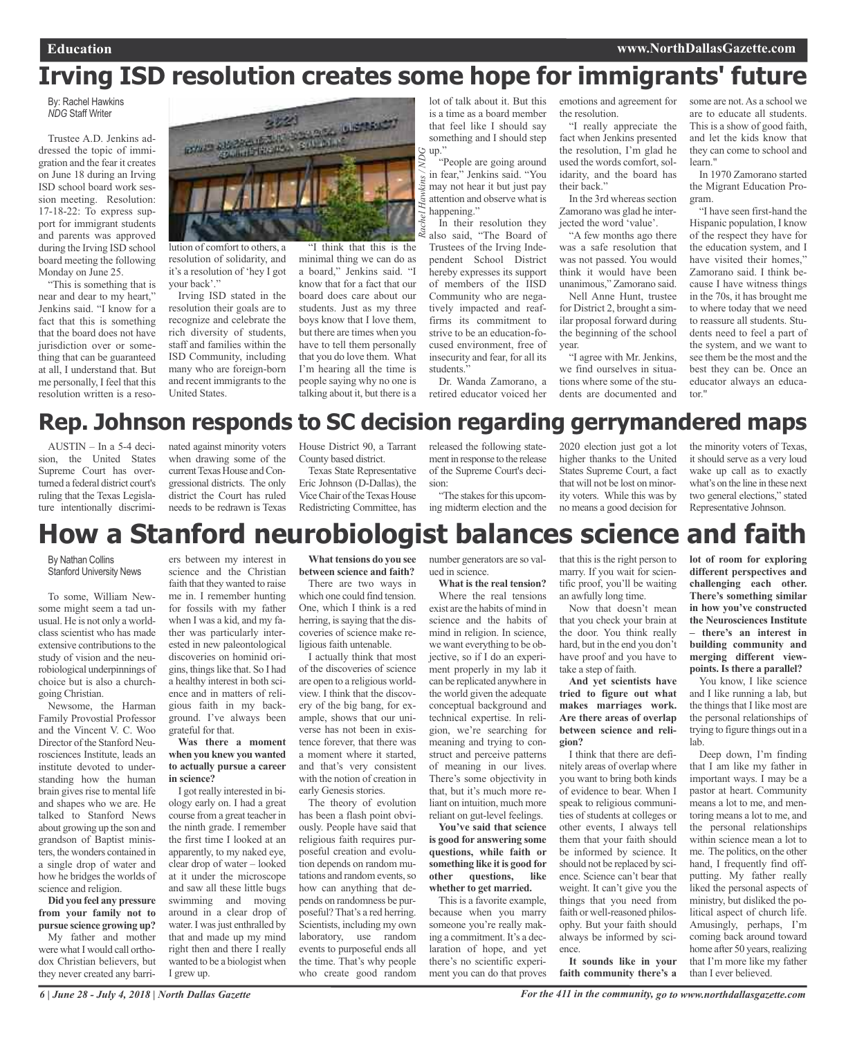# Irving ISD resolution creates some hope for immigrants' future

By: Rachel Hawkins
*NDG* Staff Writer

Trustee A.D. Jenkins addressed the topic of immigration and the fear it creates on June 18 during an Irving ISD school board work session meeting. Resolution: 17-18-22: To express support for immigrant students and parents was approved during the Irving ISD school board meeting the following Monday on June 25.

"This is something that is near and dear to my heart," Jenkins said. "I know for a fact that this is something that the board does not have jurisdiction over or something that can be guaranteed at all, I understand that. But me personally, I feel that this resolution written is a resolution of comfort to others, a resolution of solidarity, and it's a resolution of 'hey I got your back'."

Irving ISD stated in the resolution their goals are to recognize and celebrate the rich diversity of students, staff and families within the ISD Community, including many who are foreign-born and recent immigrants to the United States.

"I think that this is the minimal thing we can do as a board," Jenkins said. "I know that for a fact that our board does care about our students. Just as my three boys know that I love them, but there are times when you have to tell them personally that you do love them. What I'm hearing all the time is people saying why no one is talking about it, but there is a lot of talk about it. But this is a time as a board member that feel like I should say something and I should step up."

"People are going around in fear," Jenkins said. "You may not hear it but just pay attention and observe what is happening."

In their resolution they also said, "The Board of Trustees of the Irving Independent School District hereby expresses its support of members of the IISD Community who are negatively impacted and reaffirms its commitment to strive to be an education-focused environment, free of insecurity and fear, for all its students."

Dr. Wanda Zamorano, a retired educator voiced her emotions and agreement for the resolution.

"I really appreciate the fact when Jenkins presented the resolution, I'm glad he used the words comfort, solidarity, and the board has their back."

In the 3rd whereas section Zamorano was glad he interjected the word 'value'.

"A few months ago there was a safe resolution that was not passed. You would think it would have been unanimous," Zamorano said.

Nell Anne Hunt, trustee for District 2, brought a similar proposal forward during the beginning of the school year.

"I agree with Mr. Jenkins, we find ourselves in situations where some of the students are documented and some are not. As a school we are to educate all students. This is a show of good faith, and let the kids know that they can come to school and learn."

In 1970 Zamorano started the Migrant Education Program.

"I have seen first-hand the Hispanic population, I know of the respect they have for the education system, and I have visited their homes," Zamorano said. I think because I have witness things in the 70s, it has brought me to where today that we need to reassure all students. Students need to feel a part of the system, and we want to see them be the most and the best they can be. Once an educator always an educator."

# Rep. Johnson responds to SC decision regarding gerrymandered maps

AUSTIN – In a 5-4 decision, the United States Supreme Court has overturned a federal district court's ruling that the Texas Legislature intentionally discriminated against minority voters when drawing some of the current Texas House and Congressional districts. The only district the Court has ruled needs to be redrawn is Texas House District 90, a Tarrant County based district.

Texas State Representative Eric Johnson (D-Dallas), the Vice Chair of the Texas House Redistricting Committee, has released the following statement in response to the release of the Supreme Court's decision:

"The stakes for this upcoming midterm election and the 2020 election just got a lot higher thanks to the United States Supreme Court, a fact that will not be lost on minority voters. While this was by no means a good decision for the minority voters of Texas, it should serve as a very loud wake up call as to exactly what's on the line in these next two general elections," stated Representative Johnson.

# How a Stanford neurobiologist balances science and faith

By Nathan Collins
Stanford University News

To some, William Newsome might seem a tad unusual. He is not only a world-class scientist who has made extensive contributions to the study of vision and the neurobiological underpinnings of choice but is also a church-going Christian.

Newsome, the Harman Family Provostial Professor and the Vincent V. C. Woo Director of the Stanford Neurosciences Institute, leads an institute devoted to understanding how the human brain gives rise to mental life and shapes who we are. He talked to Stanford News about growing up the son and grandson of Baptist ministers, the wonders contained in a single drop of water and how he bridges the worlds of science and religion.

**Did you feel any pressure from your family not to pursue science growing up?**

My father and mother were what I would call orthodox Christian believers, but they never created any barriers between my interest in science and the Christian faith that they wanted to raise me in. I remember hunting for fossils with my father when I was a kid, and my father was particularly interested in new paleontological discoveries on hominid origins, things like that. So I had a healthy interest in both science and in matters of religious faith in my background. I've always been grateful for that.

**Was there a moment when you knew you wanted to actually pursue a career in science?**

I got really interested in biology early on. I had a great course from a great teacher in the ninth grade. I remember the first time I looked at an apparently, to my naked eye, clear drop of water – looked at it under the microscope and saw all these little bugs swimming and moving around in a clear drop of water. I was just enthralled by that and made up my mind right then and there I really wanted to be a biologist when I grew up.

**What tensions do you see between science and faith?**

There are two ways in which one could find tension. One, which I think is a red herring, is saying that the discoveries of science make religious faith untenable.

I actually think that most of the discoveries of science are open to a religious worldview. I think that the discovery of the big bang, for example, shows that our universe has not been in existence forever, that there was a moment where it started, and that's very consistent with the notion of creation in early Genesis stories.

The theory of evolution has been a flash point obviously. People have said that religious faith requires purposeful creation and evolution depends on random mutations and random events, so how can anything that depends on randomness be purposeful? That's a red herring. Scientists, including my own laboratory, use random events to purposeful ends all the time. That's why people who create good random number generators are so valued in science.

**What is the real tension?**

Where the real tensions exist are the habits of mind in science and the habits of mind in religion. In science, we want everything to be objective, so if I do an experiment properly in my lab it can be replicated anywhere in the world given the adequate conceptual background and technical expertise. In religion, we're searching for meaning and trying to construct and perceive patterns of meaning in our lives. There's some objectivity in that, but it's much more reliant on intuition, much more reliant on gut-level feelings.

**You've said that science is good for answering some questions, while faith or something like it is good for other questions, like whether to get married.**

This is a favorite example, because when you marry someone you're really making a commitment. It's a declaration of hope, and yet there's no scientific experiment you can do that proves that this is the right person to marry. If you wait for scientific proof, you'll be waiting an awfully long time.

Now that doesn't mean that you check your brain at the door. You think really hard, but in the end you don't have proof and you have to take a step of faith.

**And yet scientists have tried to figure out what makes marriages work. Are there areas of overlap between science and religion?**

I think that there are definitely areas of overlap where you want to bring both kinds of evidence to bear. When I speak to religious communities of students at colleges or other events, I always tell them that your faith should be informed by science. It should not be replaced by science. Science can't bear that weight. It can't give you the things that you need from faith or well-reasoned philosophy. But your faith should always be informed by science.

**It sounds like in your faith community there's a lot of room for exploring different perspectives and challenging each other. There's something similar in how you've constructed the Neurosciences Institute – there's an interest in building community and merging different viewpoints. Is there a parallel?**

You know, I like science and I like running a lab, but the things that I like most are the personal relationships of trying to figure things out in a lab.

Deep down, I'm finding that I am like my father in important ways. I may be a pastor at heart. Community means a lot to me, and mentoring means a lot to me, and the personal relationships within science mean a lot to me. The politics, on the other hand, I frequently find off-putting. My father really liked the personal aspects of ministry, but disliked the political aspect of church life. Amusingly, perhaps, I'm coming back around toward home after 50 years, realizing that I'm more like my father than I ever believed.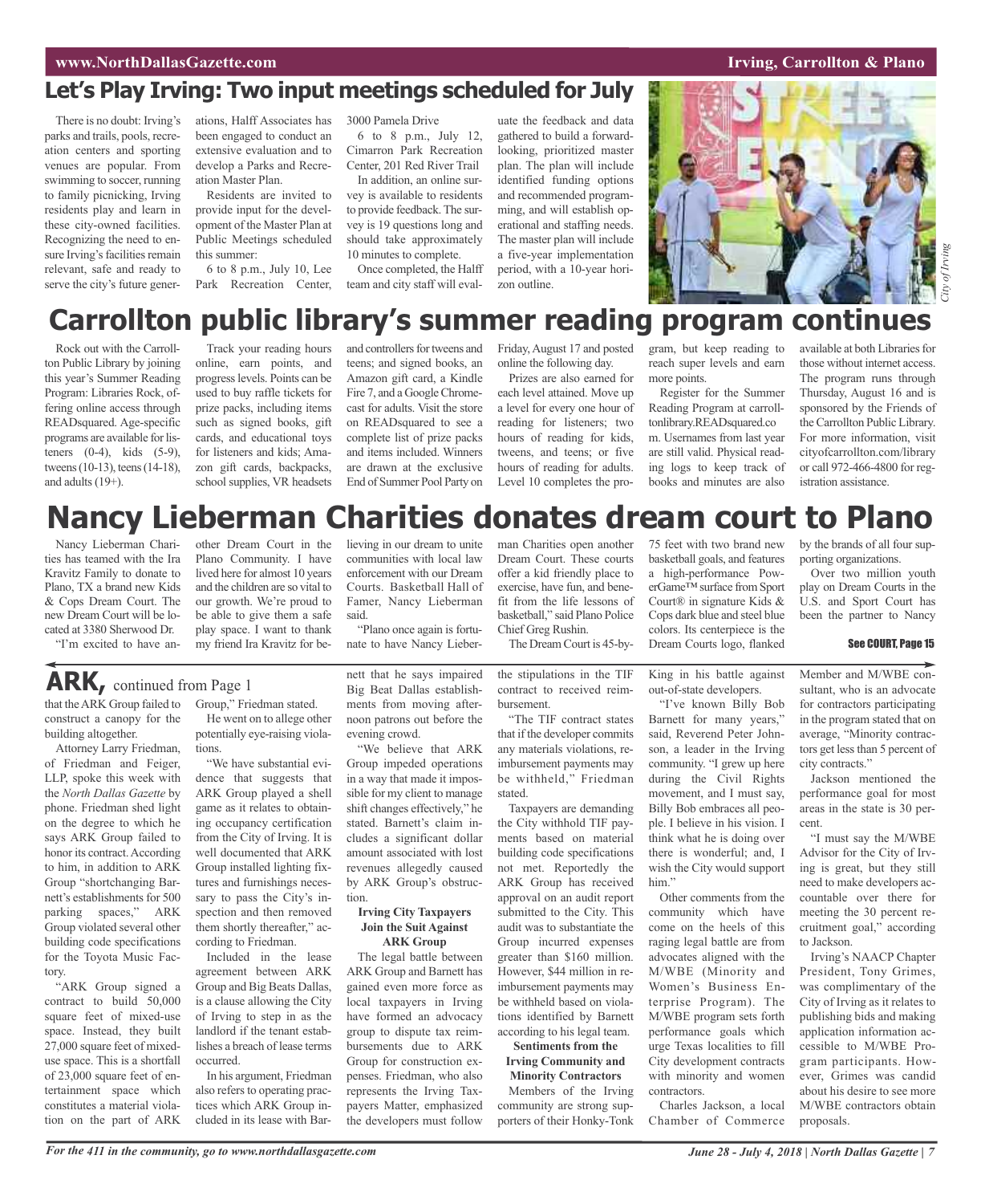## Let's Play Irving: Two input meetings scheduled for July

There is no doubt: Irving's parks and trails, pools, recreation centers and sporting venues are popular. From swimming to soccer, running to family picnicking, Irving residents play and learn in these city-owned facilities. Recognizing the need to ensure Irving's facilities remain relevant, safe and ready to serve the city's future generations, Halff Associates has been engaged to conduct an extensive evaluation and to develop a Parks and Recreation Master Plan.

Residents are invited to provide input for the development of the Master Plan at Public Meetings scheduled this summer:

6 to 8 p.m., July 10, Lee Park Recreation Center, 3000 Pamela Drive

6 to 8 p.m., July 12, Cimarron Park Recreation Center, 201 Red River Trail

In addition, an online survey is available to residents to provide feedback. The survey is 19 questions long and should take approximately 10 minutes to complete.

Once completed, the Halff team and city staff will evaluate the feedback and data gathered to build a forward-looking, prioritized master plan. The plan will include identified funding options and recommended programming, and will establish operational and staffing needs. The master plan will include a five-year implementation period, with a 10-year horizon outline.

*City of Irving*

## Carrollton public library's summer reading program continues

Rock out with the Carrollton Public Library by joining this year's Summer Reading Program: Libraries Rock, offering online access through READsquared. Age-specific programs are available for listeners (0-4), kids (5-9), tweens (10-13), teens (14-18), and adults (19+).

Track your reading hours online, earn points, and progress levels. Points can be used to buy raffle tickets for prize packs, including items such as signed books, gift cards, and educational toys for listeners and kids; Amazon gift cards, backpacks, school supplies, VR headsets and controllers for tweens and teens; and signed books, an Amazon gift card, a Kindle Fire 7, and a Google Chromecast for adults. Visit the store on READsquared to see a complete list of prize packs and items included. Winners are drawn at the exclusive End of Summer Pool Party on Friday, August 17 and posted online the following day.

Prizes are also earned for each level attained. Move up a level for every one hour of reading for listeners; two hours of reading for kids, tweens, and teens; or five hours of reading for adults. Level 10 completes the program, but keep reading to reach super levels and earn more points.

Register for the Summer Reading Program at carrolltonlibrary.READsquared.com. Usernames from last year are still valid. Physical reading logs to keep track of books and minutes are also available at both Libraries for those without internet access. The program runs through Thursday, August 16 and is sponsored by the Friends of the Carrollton Public Library. For more information, visit cityofcarrollton.com/library or call 972-466-4800 for registration assistance.

## Nancy Lieberman Charities donates dream court to Plano

Nancy Lieberman Charities has teamed with the Ira Kravitz Family to donate to Plano, TX a brand new Kids & Cops Dream Court. The new Dream Court will be located at 3380 Sherwood Dr.

"I'm excited to have another Dream Court in the Plano Community. I have lived here for almost 10 years and the children are so vital to our growth. We're proud to be able to give them a safe play space. I want to thank my friend Ira Kravitz for believing in our dream to unite communities with local law enforcement with our Dream Courts. Basketball Hall of Famer, Nancy Lieberman said.

"Plano once again is fortunate to have Nancy Lieberman Charities open another Dream Court. These courts offer a kid friendly place to exercise, have fun, and benefit from the life lessons of basketball," said Plano Police Chief Greg Rushin.

The Dream Court is 45-by-75 feet with two brand new basketball goals, and features a high-performance PowerGame™ surface from Sport Court® in signature Kids & Cops dark blue and steel blue colors. Its centerpiece is the Dream Courts logo, flanked by the brands of all four supporting organizations.

Over two million youth play on Dream Courts in the U.S. and Sport Court has been the partner to Nancy

**See COURT, Page 15**

## ARK, continued from Page 1

that the ARK Group failed to construct a canopy for the building altogether.

Attorney Larry Friedman, of Friedman and Feiger, LLP, spoke this week with the *North Dallas Gazette* by phone. Friedman shed light on the degree to which he says ARK Group failed to honor its contract. According to him, in addition to ARK Group "shortchanging Barnett's establishments for 500 parking spaces," ARK Group violated several other building code specifications for the Toyota Music Factory.

"ARK Group signed a contract to build 50,000 square feet of mixed-use space. Instead, they built 27,000 square feet of mixed-use space. This is a shortfall of 23,000 square feet of entertainment space which constitutes a material violation on the part of ARK Group," Friedman stated.

He went on to allege other potentially eye-raising violations.

"We have substantial evidence that suggests that ARK Group played a shell game as it relates to obtaining occupancy certification from the City of Irving. It is well documented that ARK Group installed lighting fixtures and furnishings necessary to pass the City's inspection and then removed them shortly thereafter," according to Friedman.

Included in the lease agreement between ARK Group and Big Beats Dallas, is a clause allowing the City of Irving to step in as the landlord if the tenant establishes a breach of lease terms occurred.

In his argument, Friedman also refers to operating practices which ARK Group included in its lease with Barnett that he says impaired Big Beat Dallas establishments from moving afternoon patrons out before the evening crowd.

"We believe that ARK Group impeded operations in a way that made it impossible for my client to manage shift changes effectively," he stated. Barnett's claim includes a significant dollar amount associated with lost revenues allegedly caused by ARK Group's obstruction.

**Irving City Taxpayers Join the Suit Against ARK Group**

The legal battle between ARK Group and Barnett has gained even more force as local taxpayers in Irving have formed an advocacy group to dispute tax reimbursements due to ARK Group for construction expenses. Friedman, who also represents the Irving Taxpayers Matter, emphasized the developers must follow the stipulations in the TIF contract to received reimbursement.

"The TIF contract states that if the developer commits any materials violations, reimbursement payments may be withheld," Friedman stated.

Taxpayers are demanding the City withhold TIF payments based on material building code specifications not met. Reportedly the ARK Group has received approval on an audit report submitted to the City. This audit was to substantiate the Group incurred expenses greater than $160 million. However, $44 million in reimbursement payments may be withheld based on violations identified by Barnett according to his legal team.

**Sentiments from the Irving Community and Minority Contractors**

Members of the Irving community are strong supporters of their Honky-Tonk King in his battle against out-of-state developers.

"I've known Billy Bob Barnett for many years," said, Reverend Peter Johnson, a leader in the Irving community. "I grew up here during the Civil Rights movement, and I must say, Billy Bob embraces all people. I believe in his vision. I think what he is doing over there is wonderful; and, I wish the City would support him."

Other comments from the community which have come on the heels of this raging legal battle are from advocates aligned with the M/WBE (Minority and Women's Business Enterprise Program). The M/WBE program sets forth performance goals which urge Texas localities to fill City development contracts with minority and women contractors.

Charles Jackson, a local Chamber of Commerce Member and M/WBE consultant, who is an advocate for contractors participating in the program stated that on average, "Minority contractors get less than 5 percent of city contracts."

Jackson mentioned the performance goal for most areas in the state is 30 percent.

"I must say the M/WBE Advisor for the City of Irving is great, but they still need to make developers accountable over there for meeting the 30 percent recruitment goal," according to Jackson.

Irving's NAACP Chapter President, Tony Grimes, was complimentary of the City of Irving as it relates to publishing bids and making application information accessible to M/WBE Program participants. However, Grimes was candid about his desire to see more M/WBE contractors obtain proposals.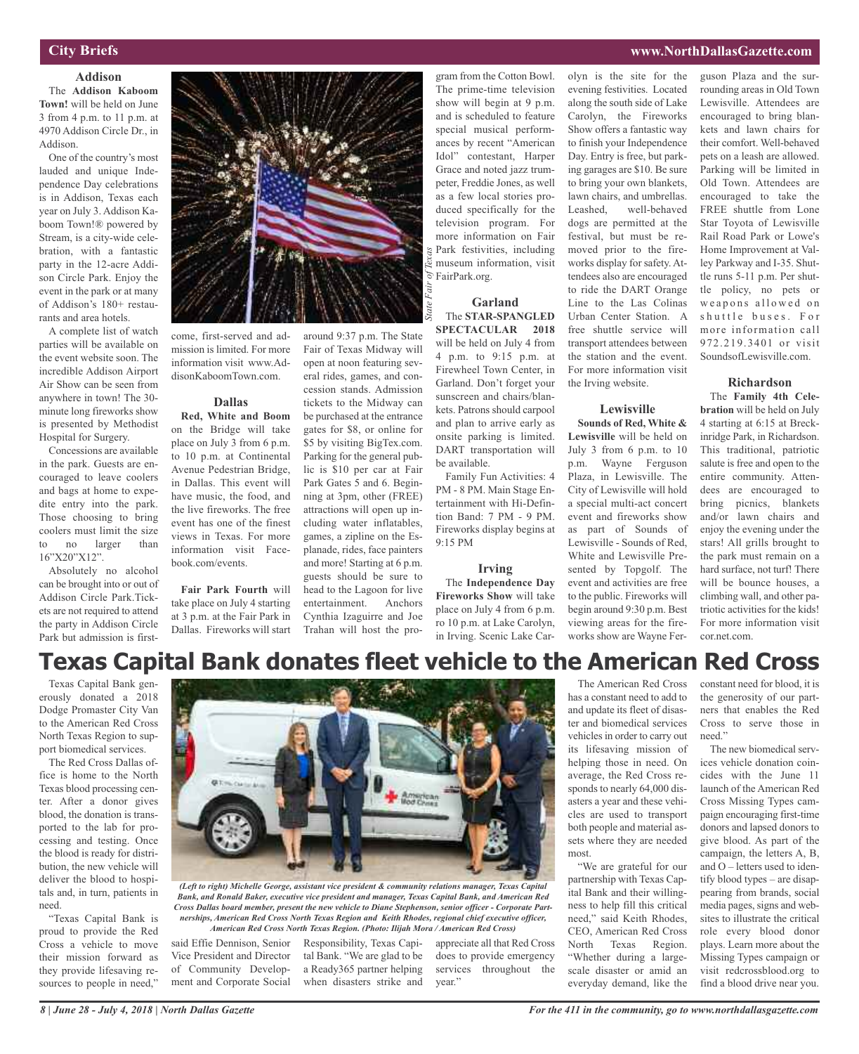## City Briefs

### Addison

The **Addison Kaboom Town!** will be held on June 3 from 4 p.m. to 11 p.m. at 4970 Addison Circle Dr., in Addison.

One of the country's most lauded and unique Independence Day celebrations is in Addison, Texas each year on July 3. Addison Kaboom Town!® powered by Stream, is a city-wide celebration, with a fantastic party in the 12-acre Addison Circle Park. Enjoy the event in the park or at many of Addison's 180+ restaurants and area hotels.

A complete list of watch parties will be available on the event website soon. The incredible Addison Airport Air Show can be seen from anywhere in town! The 30-minute long fireworks show is presented by Methodist Hospital for Surgery.

Concessions are available in the park. Guests are encouraged to leave coolers and bags at home to expedite entry into the park. Those choosing to bring coolers must limit the size to no larger than 16"X20"X12".

Absolutely no alcohol can be brought into or out of Addison Circle Park. Tickets are not required to attend the party in Addison Circle Park but admission is first-come, first-served and admission is limited. For more information visit www.AddisonKaboomTown.com.

*State Fair of Texas*

### Dallas

**Red, White and Boom** on the Bridge will take place on July 3 from 6 p.m. to 10 p.m. at Continental Avenue Pedestrian Bridge, in Dallas. This event will have music, the food, and the live fireworks. The free event has one of the finest views in Texas. For more information visit Facebook.com/events.

**Fair Park Fourth** will take place on July 4 starting at 3 p.m. at the Fair Park in Dallas. Fireworks will start around 9:37 p.m. The State Fair of Texas Midway will open at noon featuring several rides, games, and concession stands. Admission tickets to the Midway can be purchased at the entrance gates for $8, or online for $5 by visiting BigTex.com. Parking for the general public is $10 per car at Fair Park Gates 5 and 6. Beginning at 3pm, other (FREE) attractions will open up including water inflatables, games, a zipline on the Esplanade, rides, face painters and more! Starting at 6 p.m. guests should be sure to head to the Lagoon for live entertainment. Anchors Cynthia Izaguirre and Joe Trahan will host the program from the Cotton Bowl. The prime-time television show will begin at 9 p.m. and is scheduled to feature special musical performances by recent "American Idol" contestant, Harper Grace and noted jazz trumpeter, Freddie Jones, as well as a few local stories produced specifically for the television program. For more information on Fair Park festivities, including museum information, visit FairPark.org.

### Garland

The **STAR-SPANGLED SPECTACULAR 2018** will be held on July 4 from 4 p.m. to 9:15 p.m. at Firewheel Town Center, in Garland. Don't forget your sunscreen and chairs/blankets. Patrons should carpool and plan to arrive early as onsite parking is limited. DART transportation will be available.

Family Fun Activities: 4 PM - 8 PM. Main Stage Entertainment with Hi-Definition Band: 7 PM - 9 PM. Fireworks display begins at 9:15 PM

### Irving

The **Independence Day Fireworks Show** will take place on July 4 from 6 p.m. ro 10 p.m. at Lake Carolyn, in Irving. Scenic Lake Carolyn is the site for the evening festivities. Located along the south side of Lake Carolyn, the Fireworks Show offers a fantastic way to finish your Independence Day. Entry is free, but parking garages are $10. Be sure to bring your own blankets, lawn chairs, and umbrellas. Leashed, well-behaved dogs are permitted at the festival, but must be removed prior to the fireworks display for safety. Attendees also are encouraged to ride the DART Orange Line to the Las Colinas Urban Center Station. A free shuttle service will transport attendees between the station and the event. For more information visit the Irving website.

### Lewisville

**Sounds of Red, White & Lewisville** will be held on July 3 from 6 p.m. to 10 p.m. Wayne Ferguson Plaza, in Lewisville. The City of Lewisville will hold a special multi-act concert event and fireworks show as part of Sounds of Lewisville - Sounds of Red, White and Lewisville presented by Topgolf. The event and activities are free to the public. Fireworks will begin around 9:30 p.m. Best viewing areas for the fireworks show are Wayne Ferguson Plaza and the surrounding areas in Old Town Lewisville. Attendees are encouraged to bring blankets and lawn chairs for their comfort. Well-behaved pets on a leash are allowed. Parking will be limited in Old Town. Attendees are encouraged to take the FREE shuttle from Lone Star Toyota of Lewisville Rail Road Park or Lowe's Home Improvement at Valley Parkway and I-35. Shuttle runs 5-11 p.m. Per shuttle policy, no pets or weapons allowed on shuttle buses. For more information call 972.219.3401 or visit SoundsofLewisville.com.

### Richardson

The **Family 4th Celebration** will be held on July 4 starting at 6:15 at Breckinridge Park, in Richardson. This traditional, patriotic salute is free and open to the entire community. Attendees are encouraged to bring picnics, blankets and/or lawn chairs and enjoy the evening under the stars! All grills brought to the park must remain on a hard surface, not turf! There will be bounce houses, a climbing wall, and other patriotic activities for the kids! For more information visit cor.net.com.

# Texas Capital Bank donates fleet vehicle to the American Red Cross

Texas Capital Bank generously donated a 2018 Dodge Promaster City Van to the American Red Cross North Texas Region to support biomedical services.

The Red Cross Dallas office is home to the North Texas blood processing center. After a donor gives blood, the donation is transported to the lab for processing and testing. Once the blood is ready for distribution, the new vehicle will deliver the blood to hospitals and, in turn, patients in need.

*(Left to right) Michelle George, assistant vice president & community relations manager, Texas Capital Bank, and Ronald Baker, executive vice president and manager, Texas Capital Bank, and American Red Cross Dallas board member, present the new vehicle to Diane Stephenson, senior officer - Corporate Partnerships, American Red Cross North Texas Region and Keith Rhodes, regional chief executive officer, American Red Cross North Texas Region. (Photo: Ilijah Mora / American Red Cross)*

"Texas Capital Bank is proud to provide the Red Cross a vehicle to move their mission forward as they provide lifesaving resources to people in need," said Effie Dennison, Senior Vice President and Director of Community Development and Corporate Social Responsibility, Texas Capital Bank. "We are glad to be a Ready365 partner helping when disasters strike and appreciate all that Red Cross does to provide emergency services throughout the year."

The American Red Cross has a constant need to add to and update its fleet of disaster and biomedical services vehicles in order to carry out its lifesaving mission of helping those in need. On average, the Red Cross responds to nearly 64,000 disasters a year and these vehicles are used to transport both people and material assets where they are needed most.

"We are grateful for our partnership with Texas Capital Bank and their willingness to help fill this critical need," said Keith Rhodes, CEO, American Red Cross North Texas Region. "Whether during a large-scale disaster or amid an everyday demand, like the constant need for blood, it is the generosity of our partners that enables the Red Cross to serve those in need."

The new biomedical services vehicle donation coincides with the June 11 launch of the American Red Cross Missing Types campaign encouraging first-time donors and lapsed donors to give blood. As part of the campaign, the letters A, B, and O – letters used to identify blood types – are disappearing from brands, social media pages, signs and websites to illustrate the critical role every blood donor plays. Learn more about the Missing Types campaign or visit redcrossblood.org to find a blood drive near you.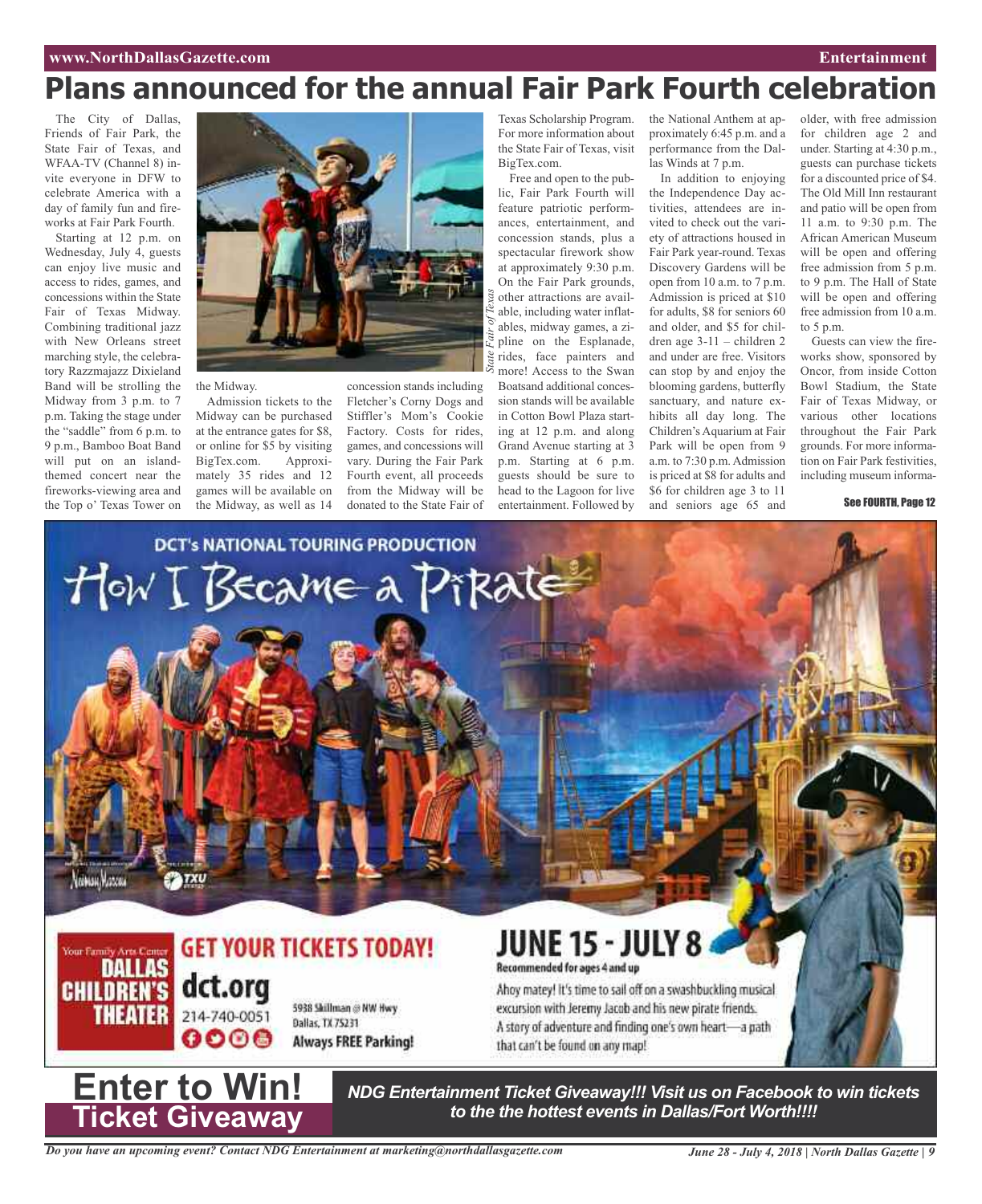# Plans announced for the annual Fair Park Fourth celebration

The City of Dallas, Friends of Fair Park, the State Fair of Texas, and WFAA-TV (Channel 8) invite everyone in DFW to celebrate America with a day of family fun and fireworks at Fair Park Fourth.

Starting at 12 p.m. on Wednesday, July 4, guests can enjoy live music and access to rides, games, and concessions within the State Fair of Texas Midway. Combining traditional jazz with New Orleans street marching style, the celebratory Razzmajazz Dixieland Band will be strolling the Midway from 3 p.m. to 7 p.m. Taking the stage under the "saddle" from 6 p.m. to 9 p.m., Bamboo Boat Band will put on an island-themed concert near the fireworks-viewing area and the Top o' Texas Tower on the Midway.

*State Fair of Texas*

Admission tickets to the Midway can be purchased at the entrance gates for $8, or online for $5 by visiting BigTex.com. Approximately 35 rides and 12 games will be available on the Midway, as well as 14 concession stands including Fletcher's Corny Dogs and Stiffler's Mom's Cookie Factory. Costs for rides, games, and concessions will vary. During the Fair Park Fourth event, all proceeds from the Midway will be donated to the State Fair of Texas Scholarship Program. For more information about the State Fair of Texas, visit BigTex.com.

Free and open to the public, Fair Park Fourth will feature patriotic performances, entertainment, and concession stands, plus a spectacular firework show at approximately 9:30 p.m. On the Fair Park grounds, other attractions are available, including water inflatables, midway games, a zipline on the Esplanade, rides, face painters and more! Access to the Swan Boatsand additional concession stands will be available in Cotton Bowl Plaza starting at 12 p.m. and along Grand Avenue starting at 3 p.m. Starting at 6 p.m. guests should be sure to head to the Lagoon for live entertainment. Followed by the National Anthem at approximately 6:45 p.m. and a performance from the Dallas Winds at 7 p.m.

In addition to enjoying the Independence Day activities, attendees are invited to check out the variety of attractions housed in Fair Park year-round. Texas Discovery Gardens will be open from 10 a.m. to 7 p.m. Admission is priced at $10 for adults, $8 for seniors 60 and older, and $5 for children age 3-11 – children 2 and under are free. Visitors can stop by and enjoy the blooming gardens, butterfly sanctuary, and nature exhibits all day long. The Children's Aquarium at Fair Park will be open from 9 a.m. to 7:30 p.m. Admission is priced at $8 for adults and $6 for children age 3 to 11 and seniors age 65 and older, with free admission for children age 2 and under. Starting at 4:30 p.m., guests can purchase tickets for a discounted price of $4. The Old Mill Inn restaurant and patio will be open from 11 a.m. to 9:30 p.m. The African American Museum will be open and offering free admission from 5 p.m. to 9 p.m. The Hall of State will be open and offering free admission from 10 a.m. to 5 p.m.

Guests can view the fireworks show, sponsored by Oncor, from inside Cotton Bowl Stadium, the State Fair of Texas Midway, or various other locations throughout the Fair Park grounds. For more information on Fair Park festivities, including museum informa-

See FOURTH, Page 12

DCT's NATIONAL TOURING PRODUCTION

How I Became a Pirate

GET YOUR TICKETS TODAY!

Your Family Arts Center
DALLAS CHILDREN'S THEATER

dct.org
214-740-0051

5938 Skillman @ NW Hwy
Dallas, TX 75231
Always FREE Parking!

JUNE 15 - JULY 8
Recommended for ages 4 and up

Ahoy matey! It's time to sail off on a swashbuckling musical excursion with Jeremy Jacob and his new pirate friends. A story of adventure and finding one's own heart—a path that can't be found on any map!

**Enter to Win!**
**Ticket Giveaway**

***NDG Entertainment Ticket Giveaway!!! Visit us on Facebook to win tickets to the the hottest events in Dallas/Fort Worth!!!!***

*Do you have an upcoming event? Contact NDG Entertainment at marketing@northdallasgazette.com*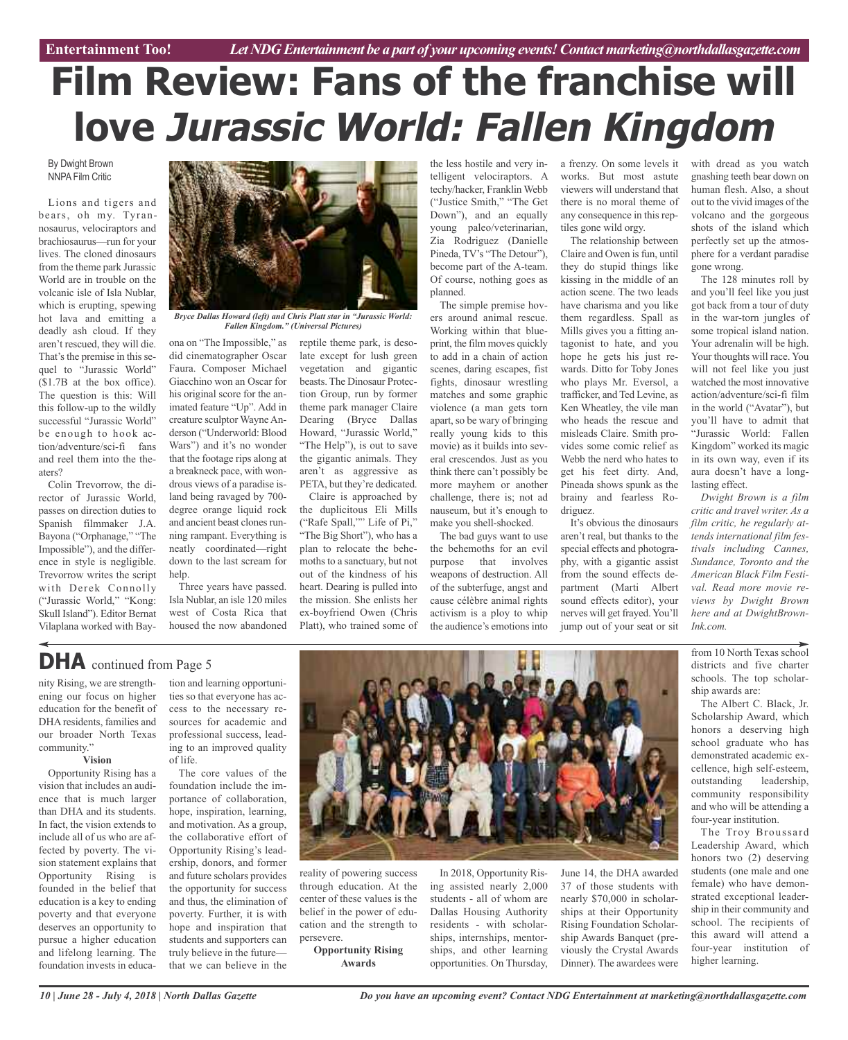Entertainment Too! *Let NDG Entertainment be a part of your upcoming events! Contact marketing@northdallasgazette.com*

# Film Review: Fans of the franchise will love *Jurassic World: Fallen Kingdom*

By Dwight Brown
NNPA Film Critic

Lions and tigers and bears, oh my. Tyrannosaurus, velociraptors and brachiosaurus—run for your lives. The cloned dinosaurs from the theme park Jurassic World are in trouble on the volcanic isle of Isla Nublar, which is erupting, spewing hot lava and emitting a deadly ash cloud. If they aren't rescued, they will die. That's the premise in this sequel to "Jurassic World" ($1.7B at the box office). The question is this: Will this follow-up to the wildly successful "Jurassic World" be enough to hook action/adventure/sci-fi fans and reel them into the theaters?

Colin Trevorrow, the director of Jurassic World, passes on direction duties to Spanish filmmaker J.A. Bayona ("Orphanage," "The Impossible"), and the difference in style is negligible. Trevorrow writes the script with Derek Connolly ("Jurassic World," "Kong: Skull Island"). Editor Bernat Vilaplana worked with Bayona on "The Impossible," as did cinematographer Oscar Faura. Composer Michael Giacchino won an Oscar for his original score for the animated feature "Up". Add in creature sculptor Wayne Anderson ("Underworld: Blood Wars") and it's no wonder that the footage rips along at a breakneck pace, with wondrous views of a paradise island being ravaged by 700-degree orange liquid rock and ancient beast clones running rampant. Everything is neatly coordinated—right down to the last scream for help.

*Bryce Dallas Howard (left) and Chris Platt star in "Jurassic World: Fallen Kingdom." (Universal Pictures)*

Three years have passed. Isla Nublar, an isle 120 miles west of Costa Rica that housed the now abandoned reptile theme park, is desolate except for lush green vegetation and gigantic beasts. The Dinosaur Protection Group, run by former theme park manager Claire Dearing (Bryce Dallas Howard, "Jurassic World," "The Help"), is out to save the gigantic animals. They aren't as aggressive as PETA, but they're dedicated.

Claire is approached by the duplicitous Eli Mills ("Rafe Spall,"" Life of Pi," "The Big Short"), who has a plan to relocate the behemoths to a sanctuary, but not out of the kindness of his heart. Dearing is pulled into the mission. She enlists her ex-boyfriend Owen (Chris Platt), who trained some of the less hostile and very intelligent velociraptors. A techy/hacker, Franklin Webb ("Justice Smith," "The Get Down"), and an equally young paleo/veterinarian, Zia Rodriguez (Danielle Pineda, TV's "The Detour"), become part of the A-team. Of course, nothing goes as planned.

The simple premise hovers around animal rescue. Working within that blueprint, the film moves quickly to add in a chain of action scenes, daring escapes, fist fights, dinosaur wrestling matches and some graphic violence (a man gets torn apart, so be wary of bringing really young kids to this movie) as it builds into several crescendos. Just as you think there can't possibly be more mayhem or another challenge, there is; not ad nauseum, but it's enough to make you shell-shocked.

The bad guys want to use the behemoths for an evil purpose that involves weapons of destruction. All of the subterfuge, angst and cause célèbre animal rights activism is a ploy to whip the audience's emotions into a frenzy. On some levels it works. But most astute viewers will understand that there is no moral theme of any consequence in this reptiles gone wild orgy.

The relationship between Claire and Owen is fun, until they do stupid things like kissing in the middle of an action scene. The two leads have charisma and you like them regardless. Spall as Mills gives you a fitting antagonist to hate, and you hope he gets his just rewards. Ditto for Toby Jones who plays Mr. Eversol, a trafficker, and Ted Levine, as Ken Wheatley, the vile man who heads the rescue and misleads Claire. Smith provides some comic relief as Webb the nerd who hates to get his feet dirty. And, Pineada shows spunk as the brainy and fearless Rodriguez.

It's obvious the dinosaurs aren't real, but thanks to the special effects and photography, with a gigantic assist from the sound effects department (Marti Albert sound effects editor), your nerves will get frayed. You'll jump out of your seat or sit with dread as you watch gnashing teeth bear down on human flesh. Also, a shout out to the vivid images of the volcano and the gorgeous shots of the island which perfectly set up the atmosphere for a verdant paradise gone wrong.

The 128 minutes roll by and you'll feel like you just got back from a tour of duty in the war-torn jungles of some tropical island nation. Your adrenalin will be high. Your thoughts will race. You will not feel like you just watched the most innovative action/adventure/sci-fi film in the world ("Avatar"), but you'll have to admit that "Jurassic World: Fallen Kingdom" worked its magic in its own way, even if its aura doesn't have a long-lasting effect.

*Dwight Brown is a film critic and travel writer. As a film critic, he regularly attends international film festivals including Cannes, Sundance, Toronto and the American Black Film Festival. Read more movie reviews by Dwight Brown here and at DwightBrownInk.com.*

---

## DHA continued from Page 5

nity Rising, we are strengthening our focus on higher education for the benefit of DHA residents, families and our broader North Texas community."

**Vision**

Opportunity Rising has a vision that includes an audience that is much larger than DHA and its students. In fact, the vision extends to include all of us who are affected by poverty. The vision statement explains that Opportunity Rising is founded in the belief that education is a key to ending poverty and that everyone deserves an opportunity to pursue a higher education and lifelong learning. The foundation invests in education and learning opportunities so that everyone has access to the necessary resources for academic and professional success, leading to an improved quality of life.

The core values of the foundation include the importance of collaboration, hope, inspiration, learning, and motivation. As a group, the collaborative effort of Opportunity Rising's leadership, donors, and former and future scholars provides the opportunity for success and thus, the elimination of poverty. Further, it is with hope and inspiration that students and supporters can truly believe in the future—that we can believe in the reality of powering success through education. At the center of these values is the belief in the power of education and the strength to persevere.

**Opportunity Rising Awards**

In 2018, Opportunity Rising assisted nearly 2,000 students - all of whom are Dallas Housing Authority residents - with scholarships, internships, mentorships, and other learning opportunities. On Thursday, June 14, the DHA awarded 37 of those students with nearly $70,000 in scholarships at their Opportunity Rising Foundation Scholarship Awards Banquet (previously the Crystal Awards Dinner). The awardees were from 10 North Texas school districts and five charter schools. The top scholarship awards are:

The Albert C. Black, Jr. Scholarship Award, which honors a deserving high school graduate who has demonstrated academic excellence, high self-esteem, outstanding leadership, community responsibility and who will be attending a four-year institution.

The Troy Broussard Leadership Award, which honors two (2) deserving students (one male and one female) who have demonstrated exceptional leadership in their community and school. The recipients of this award will attend a four-year institution of higher learning.

*Do you have an upcoming event? Contact NDG Entertainment at marketing@northdallasgazette.com*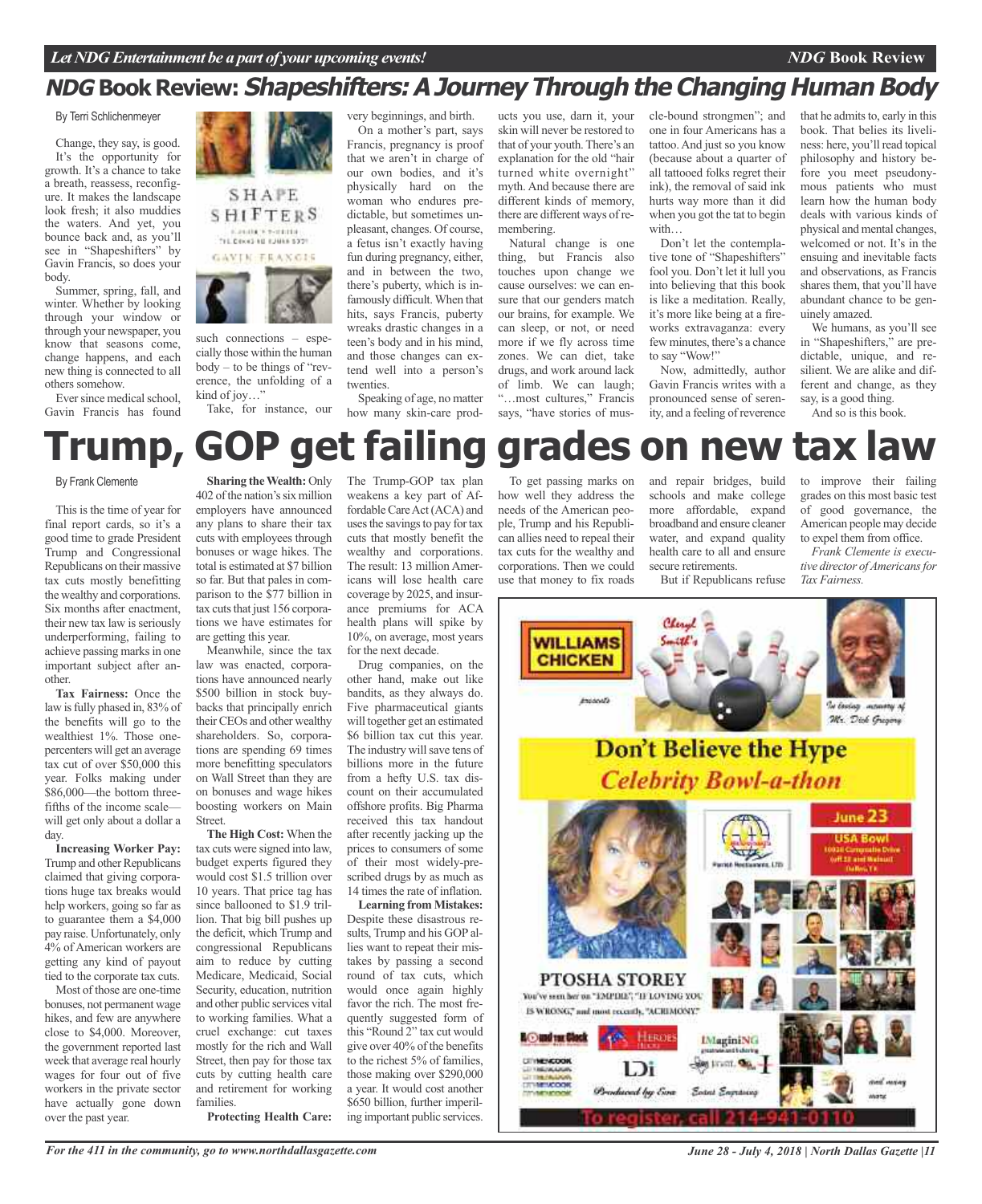## NDG Book Review: *Shapeshifters: A Journey Through the Changing Human Body*

By Terri Schlichenmeyer

Change, they say, is good. It's the opportunity for growth. It's a chance to take a breath, reassess, reconfigure. It makes the landscape look fresh; it also muddies the waters. And yet, you bounce back and, as you'll see in "Shapeshifters" by Gavin Francis, so does your body.

Summer, spring, fall, and winter. Whether by looking through your window or through your newspaper, you know that seasons come, change happens, and each new thing is connected to all others somehow.

Ever since medical school, Gavin Francis has found such connections – especially those within the human body – to be things of "reverence, the unfolding of a kind of joy…"

Take, for instance, our very beginnings, and birth.

On a mother's part, says Francis, pregnancy is proof that we aren't in charge of our own bodies, and it's physically hard on the woman who endures predictable, but sometimes unpleasant, changes. Of course, a fetus isn't exactly having fun during pregnancy, either, and in between the two, there's puberty, which is infamously difficult. When that hits, says Francis, puberty wreaks drastic changes in a teen's body and in his mind, and those changes can extend well into a person's twenties.

Speaking of age, no matter how many skin-care products you use, darn it, your skin will never be restored to that of your youth. There's an explanation for the old "hair turned white overnight" myth. And because there are different kinds of memory, there are different ways of remembering.

Natural change is one thing, but Francis also touches upon change we cause ourselves: we can ensure that our genders match our brains, for example. We can sleep, or not, or need more if we fly across time zones. We can diet, take drugs, and work around lack of limb. We can laugh; "…most cultures," Francis says, "have stories of muscle-bound strongmen"; and one in four Americans has a tattoo. And just so you know (because about a quarter of all tattooed folks regret their ink), the removal of said ink hurts way more than it did when you got the tat to begin with…

Don't let the contemplative tone of "Shapeshifters" fool you. Don't let it lull you into believing that this book is like a meditation. Really, it's more like being at a fireworks extravaganza: every few minutes, there's a chance to say "Wow!"

Now, admittedly, author Gavin Francis writes with a pronounced sense of serenity, and a feeling of reverence that he admits to, early in this book. That belies its liveliness: here, you'll read topical philosophy and history before you meet pseudonymous patients who must learn how the human body deals with various kinds of physical and mental changes, welcomed or not. It's in the ensuing and inevitable facts and observations, as Francis shares them, that you'll have abundant chance to be genuinely amazed.

We humans, as you'll see in "Shapeshifters," are predictable, unique, and resilient. We are alike and different and change, as they say, is a good thing.

And so is this book.

# Trump, GOP get failing grades on new tax law

By Frank Clemente

This is the time of year for final report cards, so it's a good time to grade President Trump and Congressional Republicans on their massive tax cuts mostly benefitting the wealthy and corporations. Six months after enactment, their new tax law is seriously underperforming, failing to achieve passing marks in one important subject after another.

**Tax Fairness:** Once the law is fully phased in, 83% of the benefits will go to the wealthiest 1%. Those one-percenters will get an average tax cut of over $50,000 this year. Folks making under $86,000—the bottom three-fifths of the income scale—will get only about a dollar a day.

**Increasing Worker Pay:** Trump and other Republicans claimed that giving corporations huge tax breaks would help workers, going so far as to guarantee them a $4,000 pay raise. Unfortunately, only 4% of American workers are getting any kind of payout tied to the corporate tax cuts.

Most of those are one-time bonuses, not permanent wage hikes, and few are anywhere close to $4,000. Moreover, the government reported last week that average real hourly wages for four out of five workers in the private sector have actually gone down over the past year.

**Sharing the Wealth:** Only 402 of the nation's six million employers have announced any plans to share their tax cuts with employees through bonuses or wage hikes. The total is estimated at $7 billion so far. But that pales in comparison to the $77 billion in tax cuts that just 156 corporations we have estimates for are getting this year.

Meanwhile, since the tax law was enacted, corporations have announced nearly $500 billion in stock buybacks that principally enrich their CEOs and other wealthy shareholders. So, corporations are spending 69 times more benefitting speculators on Wall Street than they are on bonuses and wage hikes boosting workers on Main Street.

**The High Cost:** When the tax cuts were signed into law, budget experts figured they would cost $1.5 trillion over 10 years. That price tag has since ballooned to $1.9 trillion. That big bill pushes up the deficit, which Trump and congressional Republicans aim to reduce by cutting Medicare, Medicaid, Social Security, education, nutrition and other public services vital to working families. What a cruel exchange: cut taxes mostly for the rich and Wall Street, then pay for those tax cuts by cutting health care and retirement for working families.

**Protecting Health Care:** The Trump-GOP tax plan weakens a key part of Affordable Care Act (ACA) and uses the savings to pay for tax cuts that mostly benefit the wealthy and corporations. The result: 13 million Americans will lose health care coverage by 2025, and insurance premiums for ACA health plans will spike by 10%, on average, most years for the next decade.

Drug companies, on the other hand, make out like bandits, as they always do. Five pharmaceutical giants will together get an estimated $6 billion tax cut this year. The industry will save tens of billions more in the future from a hefty U.S. tax discount on their accumulated offshore profits. Big Pharma received this tax handout after recently jacking up the prices to consumers of some of their most widely-prescribed drugs by as much as 14 times the rate of inflation.

**Learning from Mistakes:** Despite these disastrous results, Trump and his GOP allies want to repeat their mistakes by passing a second round of tax cuts, which would once again highly favor the rich. The most frequently suggested form of this "Round 2" tax cut would give over 40% of the benefits to the richest 5% of families, those making over $290,000 a year. It would cost another $650 billion, further imperiling important public services.

To get passing marks on how well they address the needs of the American people, Trump and his Republican allies need to repeal their tax cuts for the wealthy and corporations. Then we could use that money to fix roads and repair bridges, build schools and make college more affordable, expand broadband and ensure cleaner water, and expand quality health care to all and ensure secure retirements.

But if Republicans refuse to improve their failing grades on this most basic test of good governance, the American people may decide to expel them from office.

*Frank Clemente is executive director of Americans for Tax Fairness.*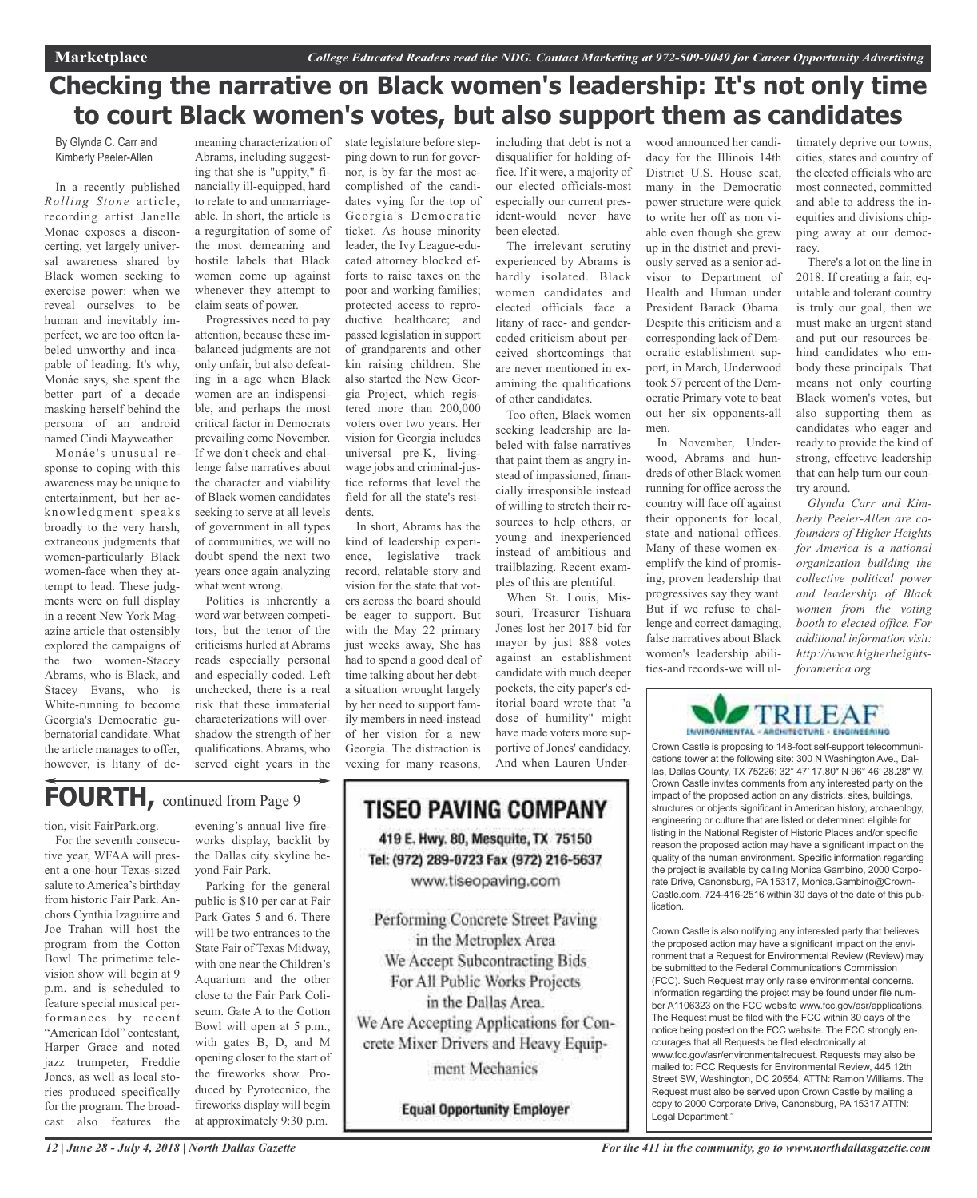# Checking the narrative on Black women's leadership: It's not only time to court Black women's votes, but also support them as candidates

By Glynda C. Carr and Kimberly Peeler-Allen

In a recently published *Rolling Stone* article, recording artist Janelle Monae exposes a disconcerting, yet largely universal awareness shared by Black women seeking to exercise power: when we reveal ourselves to be human and inevitably imperfect, we are too often labeled unworthy and incapable of leading. It's why, Monáe says, she spent the better part of a decade masking herself behind the persona of an android named Cindi Mayweather.

Monáe's unusual response to coping with this awareness may be unique to entertainment, but her acknowledgment speaks broadly to the very harsh, extraneous judgments that women-particularly Black women-face when they attempt to lead. These judgments were on full display in a recent New York Magazine article that ostensibly explored the campaigns of the two women-Stacey Abrams, who is Black, and Stacey Evans, who is White-running to become Georgia's Democratic gubernatorial candidate. What the article manages to offer, however, is litany of demeaning characterization of Abrams, including suggesting that she is "uppity," financially ill-equipped, hard to relate to and unmarriageable. In short, the article is a regurgitation of some of the most demeaning and hostile labels that Black women come up against whenever they attempt to claim seats of power.

Progressives need to pay attention, because these imbalanced judgments are not only unfair, but also defeating in a age when Black women are an indispensible, and perhaps the most critical factor in Democrats prevailing come November. If we don't check and challenge false narratives about the character and viability of Black women candidates seeking to serve at all levels of government in all types of communities, we will no doubt spend the next two years once again analyzing what went wrong.

Politics is inherently a word war between competitors, but the tenor of the criticisms hurled at Abrams reads especially personal and especially coded. Left unchecked, there is a real risk that these immaterial characterizations will overshadow the strength of her qualifications. Abrams, who served eight years in the state legislature before stepping down to run for governor, is by far the most accomplished of the candidates vying for the top of Georgia's Democratic ticket. As house minority leader, the Ivy League-educated attorney blocked efforts to raise taxes on the poor and working families; protected access to reproductive healthcare; and passed legislation in support of grandparents and other kin raising children. She also started the New Georgia Project, which registered more than 200,000 voters over two years. Her vision for Georgia includes universal pre-K, living-wage jobs and criminal-justice reforms that level the field for all the state's residents.

In short, Abrams has the kind of leadership experience, legislative track record, relatable story and vision for the state that voters across the board should be eager to support. But with the May 22 primary just weeks away, She has had to spend a good deal of time talking about her debt-a situation wrought largely by her need to support family members in need-instead of her vision for a new Georgia. The distraction is vexing for many reasons, including that debt is not a disqualifier for holding office. If it were, a majority of our elected officials-most especially our current president-would never have been elected.

The irrelevant scrutiny experienced by Abrams is hardly isolated. Black women candidates and elected officials face a litany of race- and gender-coded criticism about perceived shortcomings that are never mentioned in examining the qualifications of other candidates.

Too often, Black women seeking leadership are labeled with false narratives that paint them as angry instead of impassioned, financially irresponsible instead of willing to stretch their resources to help others, or young and inexperienced instead of ambitious and trailblazing. Recent examples of this are plentiful.

When St. Louis, Missouri, Treasurer Tishuara Jones lost her 2017 bid for mayor by just 888 votes against an establishment candidate with much deeper pockets, the city paper's editorial board wrote that "a dose of humility" might have made voters more supportive of Jones' candidacy. And when Lauren Underwood announced her candidacy for the Illinois 14th District U.S. House seat, many in the Democratic power structure were quick to write her off as non viable even though she grew up in the district and previously served as a senior advisor to Department of Health and Human under President Barack Obama. Despite this criticism and a corresponding lack of Democratic establishment support, in March, Underwood took 57 percent of the Democratic Primary vote to beat out her six opponents-all men.

In November, Underwood, Abrams and hundreds of other Black women running for office across the country will face off against their opponents for local, state and national offices. Many of these women exemplify the kind of promising, proven leadership that progressives say they want. But if we refuse to challenge and correct damaging, false narratives about Black women's leadership abilities-and records-we will ultimately deprive our towns, cities, states and country of the elected officials who are most connected, committed and able to address the inequities and divisions chipping away at our democracy.

There's a lot on the line in 2018. If creating a fair, equitable and tolerant country is truly our goal, then we must make an urgent stand and put our resources behind candidates who embody these principals. That means not only courting Black women's votes, but also supporting them as candidates who eager and ready to provide the kind of strong, effective leadership that can help turn our country around.

*Glynda Carr and Kimberly Peeler-Allen are co-founders of Higher Heights for America is a national organization building the collective political power and leadership of Black women from the voting booth to elected office. For additional information visit: http://www.higherheightsforamerica.org.*

## FOURTH, continued from Page 9

tion, visit FairPark.org.

For the seventh consecutive year, WFAA will present a one-hour Texas-sized salute to America's birthday from historic Fair Park. Anchors Cynthia Izaguirre and Joe Trahan will host the program from the Cotton Bowl. The primetime television show will begin at 9 p.m. and is scheduled to feature special musical performances by recent "American Idol" contestant, Harper Grace and noted jazz trumpeter, Freddie Jones, as well as local stories produced specifically for the program. The broadcast also features the evening's annual live fireworks display, backlit by the Dallas city skyline beyond Fair Park.

Parking for the general public is $10 per car at Fair Park Gates 5 and 6. There will be two entrances to the State Fair of Texas Midway, with one near the Children's Aquarium and the other close to the Fair Park Coliseum. Gate A to the Cotton Bowl will open at 5 p.m., with gates B, D, and M opening closer to the start of the fireworks show. Produced by Pyrotecnico, the fireworks display will begin at approximately 9:30 p.m.

**TISEO PAVING COMPANY**

419 E. Hwy. 80, Mesquite, TX 75150

Tel: (972) 289-0723 Fax (972) 216-5637

www.tiseopaving.com

Performing Concrete Street Paving in the Metroplex Area

We Accept Subcontracting Bids For All Public Works Projects in the Dallas Area.

We Are Accepting Applications for Concrete Mixer Drivers and Heavy Equipment Mechanics

**Equal Opportunity Employer**

**TRILEAF**

ENVIRONMENTAL • ARCHITECTURE • ENGINEERING

Crown Castle is proposing to 148-foot self-support telecommunications tower at the following site: 300 N Washington Ave., Dallas, Dallas County, TX 75226; 32° 47′ 17.80″ N 96° 46′ 28.28″ W. Crown Castle invites comments from any interested party on the impact of the proposed action on any districts, sites, buildings, structures or objects significant in American history, archaeology, engineering or culture that are listed or determined eligible for listing in the National Register of Historic Places and/or specific reason the proposed action may have a significant impact on the quality of the human environment. Specific information regarding the project is available by calling Monica Gambino, 2000 Corporate Drive, Canonsburg, PA 15317, Monica.Gambino@CrownCastle.com, 724-416-2516 within 30 days of the date of this publication.

Crown Castle is also notifying any interested party that believes the proposed action may have a significant impact on the environment that a Request for Environmental Review (Review) may be submitted to the Federal Communications Commission (FCC). Such Request may only raise environmental concerns. Information regarding the project may be found under file number A1106323 on the FCC website www.fcc.gov/asr/applications. The Request must be filed with the FCC within 30 days of the notice being posted on the FCC website. The FCC strongly encourages that all Requests be filed electronically at www.fcc.gov/asr/environmentalrequest. Requests may also be mailed to: FCC Requests for Environmental Review, 445 12th Street SW, Washington, DC 20554, ATTN: Ramon Williams. The Request must also be served upon Crown Castle by mailing a copy to 2000 Corporate Drive, Canonsburg, PA 15317 ATTN: Legal Department."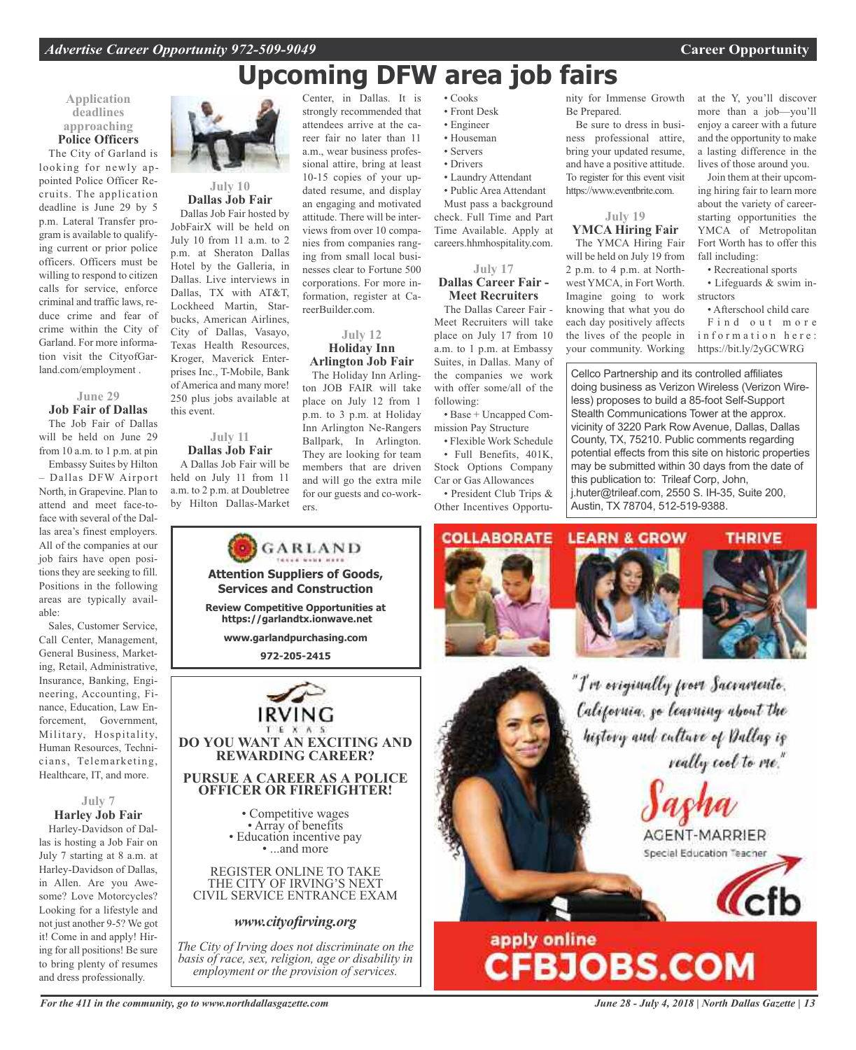# Upcoming DFW area job fairs

**Application deadlines approaching**

### Police Officers

The City of Garland is looking for newly appointed Police Officer Recruits. The application deadline is June 29 by 5 p.m. Lateral Transfer program is available to qualifying current or prior police officers. Officers must be willing to respond to citizen calls for service, enforce criminal and traffic laws, reduce crime and fear of crime within the City of Garland. For more information visit the CityofGarland.com/employment .

**June 29**

### Job Fair of Dallas

The Job Fair of Dallas will be held on June 29 from 10 a.m. to 1 p.m. at pin Embassy Suites by Hilton – Dallas DFW Airport North, in Grapevine. Plan to attend and meet face-to-face with several of the Dallas area's finest employers. All of the companies at our job fairs have open positions they are seeking to fill. Positions in the following areas are typically available:

Sales, Customer Service, Call Center, Management, General Business, Marketing, Retail, Administrative, Insurance, Banking, Engineering, Accounting, Finance, Education, Law Enforcement, Government, Military, Hospitality, Human Resources, Technicians, Telemarketing, Healthcare, IT, and more.

**July 7**

### Harley Job Fair

Harley-Davidson of Dallas is hosting a Job Fair on July 7 starting at 8 a.m. at Harley-Davidson of Dallas, in Allen. Are you Awesome? Love Motorcycles? Looking for a lifestyle and not just another 9-5? We got it! Come in and apply! Hiring for all positions! Be sure to bring plenty of resumes and dress professionally.

**July 10**

### Dallas Job Fair

Dallas Job Fair hosted by JobFairX will be held on July 10 from 11 a.m. to 2 p.m. at Sheraton Dallas Hotel by the Galleria, in Dallas. Live interviews in Dallas, TX with AT&T, Lockheed Martin, Starbucks, American Airlines, City of Dallas, Vasayo, Texas Health Resources, Kroger, Maverick Enterprises Inc., T-Mobile, Bank of America and many more! 250 plus jobs available at this event.

**July 11**

### Dallas Job Fair

A Dallas Job Fair will be held on July 11 from 11 a.m. to 2 p.m. at Doubletree by Hilton Dallas-Market Center, in Dallas. It is strongly recommended that attendees arrive at the career fair no later than 11 a.m., wear business professional attire, bring at least 10-15 copies of your updated resume, and display an engaging and motivated attitude. There will be interviews from over 10 companies from companies ranging from small local businesses clear to Fortune 500 corporations. For more information, register at CareerBuilder.com.

**July 12**

### Holiday Inn Arlington Job Fair

The Holiday Inn Arlington JOB FAIR will take place on July 12 from 1 p.m. to 3 p.m. at Holiday Inn Arlington Ne-Rangers Ballpark, In Arlington. They are looking for team members that are driven and will go the extra mile for our guests and co-workers.

- Cooks
- Front Desk
- Engineer
- Houseman
- Servers
- Drivers
- Laundry Attendant
- Public Area Attendant

Must pass a background check. Full Time and Part Time Available. Apply at careers.hhmhospitality.com.

**July 17**

### Dallas Career Fair - Meet Recruiters

The Dallas Career Fair - Meet Recruiters will take place on July 17 from 10 a.m. to 1 p.m. at Embassy Suites, in Dallas. Many of the companies we work with offer some/all of the following:

- Base + Uncapped Commission Pay Structure
- Flexible Work Schedule
- Full Benefits, 401K, Stock Options Company Car or Gas Allowances
- President Club Trips & Other Incentives Opportunity for Immense Growth Be Prepared.

Be sure to dress in business professional attire, bring your updated resume, and have a positive attitude. To register for this event visit https://www.eventbrite.com.

**July 19**

### YMCA Hiring Fair

The YMCA Hiring Fair will be held on July 19 from 2 p.m. to 4 p.m. at Northwest YMCA, in Fort Worth. Imagine going to work knowing that what you do each day positively affects the lives of the people in your community. Working at the Y, you'll discover more than a job—you'll enjoy a career with a future and the opportunity to make a lasting difference in the lives of those around you.

Join them at their upcoming hiring fair to learn more about the variety of career-starting opportunities the YMCA of Metropolitan Fort Worth has to offer this fall including:

- Recreational sports
- Lifeguards & swim instructors
- Afterschool child care

Find out more information here: https://bit.ly/2yGCWRG

---

Cellco Partnership and its controlled affiliates doing business as Verizon Wireless (Verizon Wireless) proposes to build a 85-foot Self-Support Stealth Communications Tower at the approx. vicinity of 3220 Park Row Avenue, Dallas, Dallas County, TX, 75210. Public comments regarding potential effects from this site on historic properties may be submitted within 30 days from the date of this publication to: Trileaf Corp, John, j.huter@trileaf.com, 2550 S. IH-35, Suite 200, Austin, TX 78704, 512-519-9388.

---

**GARLAND**

**Attention Suppliers of Goods, Services and Construction**

**Review Competitive Opportunities at https://garlandtx.ionwave.net**

**www.garlandpurchasing.com**

**972-205-2415**

---

**IRVING TEXAS**

**DO YOU WANT AN EXCITING AND REWARDING CAREER?**

**PURSUE A CAREER AS A POLICE OFFICER OR FIREFIGHTER!**

- Competitive wages
- Array of benefits
- Education incentive pay
- ...and more

REGISTER ONLINE TO TAKE THE CITY OF IRVING'S NEXT CIVIL SERVICE ENTRANCE EXAM

***www.cityofirving.org***

*The City of Irving does not discriminate on the basis of race, sex, religion, age or disability in employment or the provision of services.*

---

**COLLABORATE LEARN & GROW THRIVE**

"I'm originally from Sacramento, California, so learning about the history and culture of Dallas is really cool to me."

Sasha

AGENT-MARRIER

Special Education Teacher

cfb

**apply online CFBJOBS.COM**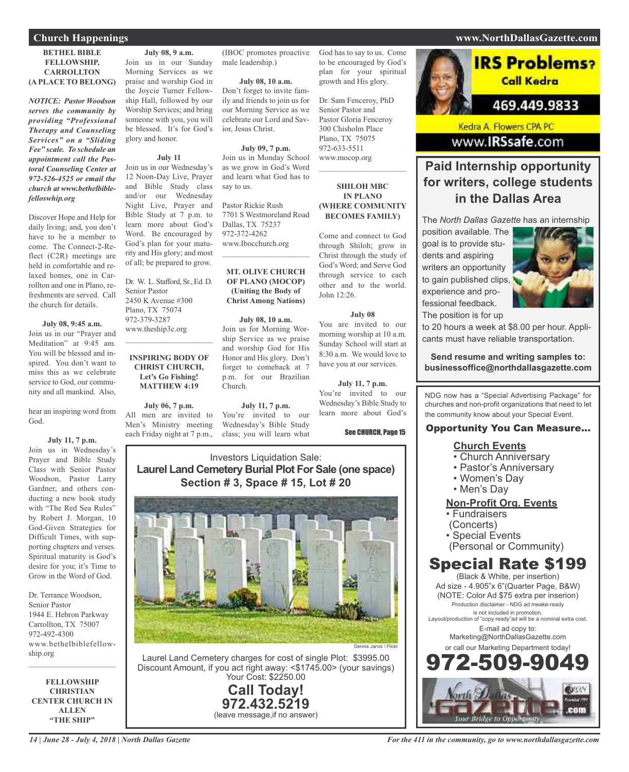## Church Happenings

**BETHEL BIBLE FELLOWSHIP, CARROLLTON (A PLACE TO BELONG)**

***NOTICE: Pastor Woodson serves the community by providing "Professional Therapy and Counseling Services" on a "Sliding Fee" scale. To schedule an appointment call the Pastoral Counseling Center at 972-526-4525 or email the church at www.bethelbiblefelloswhip.org***

Discover Hope and Help for daily living; and, you don't have to be a member to come. The Connect-2-Reflect (C2R) meetings are held in comfortable and relaxed homes, one in Carrollton and one in Plano, refreshments are served. Call the church for details.

**July 08, 9:45 a.m.**
Join us in our "Prayer and Meditation" at 9:45 am. You will be blessed and inspired. You don't want to miss this as we celebrate service to God, our community and all mankind. Also, hear an inspiring word from God.

**July 11, 7 p.m.**
Join us in Wednesday's Prayer and Bible Study Class with Senior Pastor Woodson, Pastor Larry Gardner, and others conducting a new book study with "The Red Sea Rules" by Robert J. Morgan, 10 God-Given Strategies for Difficult Times, with supporting chapters and verses. Spiritual maturity is God's desire for you; it's Time to Grow in the Word of God.

Dr. Terrance Woodson,
Senior Pastor
1944 E. Hebron Parkway
Carrollton, TX 75007
972-492-4300
www.bethelbiblefellowship.org

---

**FELLOWSHIP CHRISTIAN CENTER CHURCH IN ALLEN "THE SHIP"**

**July 08, 9 a.m.**
Join us in our Sunday Morning Services as we praise and worship God in the Joycie Turner Fellowship Hall, followed by our Worship Services; and bring someone with you, you will be blessed. It's for God's glory and honor.

**July 11**
Join us in our Wednesday's 12 Noon-Day Live, Prayer and Bible Study class and/or our Wednesday Night Live, Prayer and Bible Study at 7 p.m. to learn more about God's Word. Be encouraged by God's plan for your maturity and His glory; and most of all; be prepared to grow.

Dr. W. L. Stafford, Sr., Ed. D.
Senior Pastor
2450 K Avenue #300
Plano, TX 75074
972-379-3287
www.theship3c.org

---

**INSPIRING BODY OF CHRIST CHURCH, Let's Go Fishing! MATTHEW 4:19**

**July 06, 7 p.m.**
All men are invited to Men's Ministry meeting each Friday night at 7 p.m., (IBOC promotes proactive male leadership.)

**July 08, 10 a.m.**
Don't forget to invite family and friends to join us for our Morning Service as we celebrate our Lord and Savior, Jesus Christ.

**July 09, 7 p.m.**
Join us in Monday School as we grow in God's Word and learn what God has to say to us.

Pastor Rickie Rush
7701 S Westmoreland Road
Dallas, TX 75237
972-372-4262
www.Ibocchurch.org

---

**MT. OLIVE CHURCH OF PLANO (MOCOP) (Uniting the Body of Christ Among Nations)**

**July 08, 10 a.m.**
Join us for Morning Worship Service as we praise and worship God for His Honor and His glory. Don't forget to comeback at 7 p.m. for our Brazilian Church.

**July 11, 7 p.m.**
You're invited to our Wednesday's Bible Study class; you will learn what God has to say to us. Come to be encouraged by God's plan for your spiritual growth and His glory.

Dr. Sam Fenceroy, PhD
Senior Pastor and
Pastor Gloria Fenceroy
300 Chisholm Place
Plano, TX 75075
972-633-5511
www.mocop.org

---

**SHILOH MBC IN PLANO (WHERE COMMUNITY BECOMES FAMILY)**

Come and connect to God through Shiloh; grow in Christ through the study of God's Word; and Serve God through service to each other and to the world. John 12:26.

**July 08**
You are invited to our morning worship at 10 a.m. Sunday School will start at 8:30 a.m. We would love to have you at our services.

**July 11, 7 p.m.**
You're invited to our Wednesday's Bible Study to learn more about God's

See CHURCH, Page 15

---

Investors Liquidation Sale:
**Laurel Land Cemetery Burial Plot For Sale (one space)**
**Section # 3, Space # 15, Lot # 20**

Dennis Jarvis / Flickr

Laurel Land Cemetery charges for cost of single Plot: $3995.00
Discount Amount, if you act right away: <$1745.00> (your savings)
Your Cost: $2250.00

**Call Today!**
**972.432.5219**
(leave message,if no answer)

---

**IRS Problems? Call Kedra**
469.449.9833
Kedra A. Flowers CPA PC
www.IRSsafe.com

---

## Paid Internship opportunity for writers, college students in the Dallas Area

The *North Dallas Gazette* has an internship position available. The goal is to provide students and aspiring writers an opportunity to gain published clips, experience and professional feedback. The position is for up to 20 hours a week at $8.00 per hour. Applicants must have reliable transportation.

**Send resume and writing samples to: businessoffice@northdallasgazette.com**

---

NDG now has a "Special Advertising Package" for churches and non-profit organizations that need to let the community know about your Special Event.

**Opportunity You Can Measure...**

**Church Events**
- Church Anniversary
- Pastor's Anniversary
- Women's Day
- Men's Day

**Non-Profit Org. Events**
- Fundraisers (Concerts)
- Special Events (Personal or Community)

**Special Rate $199**
(Black & White, per insertion)
Ad size - 4.905"x 6"(Quarter Page, B&W)
(NOTE: Color Ad $75 extra per inserion)
Production disclaimer - NDG ad meake-ready is not included in promotion.
Layout/production of "copy ready"ad will be a nominal extra cost.
E-mail ad copy to:
Marketing@NorthDallasGazette.com
or call our Marketing Department today!

**972-509-9049**

North Dallas Gazette .com — Your Bridge to Opportunity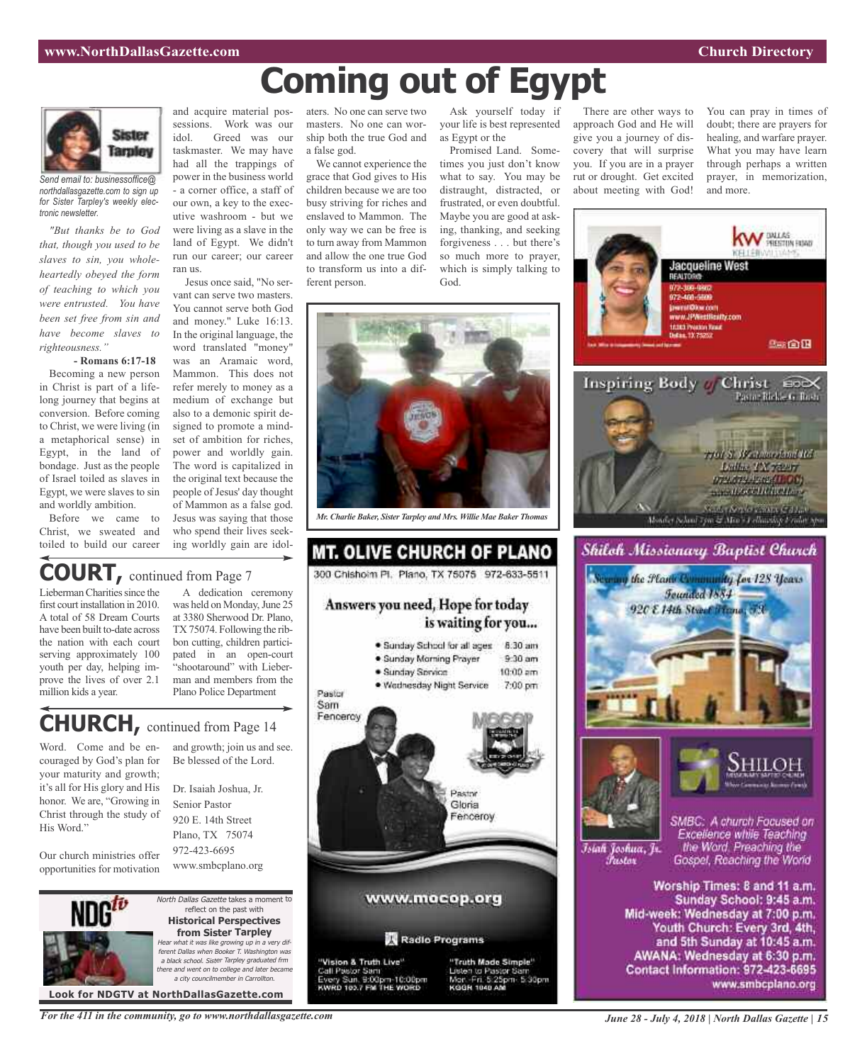# Coming out of Egypt

**Sister Tarpley**

*Send email to: businessoffice@northdallasgazette.com to sign up for Sister Tarpley's weekly electronic newsletter.*

*"But thanks be to God that, though you used to be slaves to sin, you wholeheartedly obeyed the form of teaching to which you were entrusted. You have been set free from sin and have become slaves to righteousness."*

**- Romans 6:17-18**

Becoming a new person in Christ is part of a lifelong journey that begins at conversion. Before coming to Christ, we were living (in a metaphorical sense) in Egypt, in the land of bondage. Just as the people of Israel toiled as slaves in Egypt, we were slaves to sin and worldly ambition.

Before we came to Christ, we sweated and toiled to build our career and acquire material possessions. Work was our idol. Greed was our taskmaster. We may have had all the trappings of power in the business world - a corner office, a staff of our own, a key to the executive washroom - but we were living as a slave in the land of Egypt. We didn't run our career; our career ran us.

Jesus once said, "No servant can serve two masters. You cannot serve both God and money." Luke 16:13. In the original language, the word translated "money" was an Aramaic word, Mammon. This does not refer merely to money as a medium of exchange but also to a demonic spirit designed to promote a mindset of ambition for riches, power and worldly gain. The word is capitalized in the original text because the people of Jesus' day thought of Mammon as a false god. Jesus was saying that those who spend their lives seeking worldly gain are idolaters. No one can serve two masters. No one can worship both the true God and a false god.

We cannot experience the grace that God gives to His children because we are too busy striving for riches and enslaved to Mammon. The only way we can be free is to turn away from Mammon and allow the one true God to transform us into a different person.

Ask yourself today if your life is best represented as Egypt or the

Promised Land. Sometimes you just don't know what to say. You may be distraught, distracted, or frustrated, or even doubtful. Maybe you are good at asking, thanking, and seeking forgiveness . . . but there's so much more to prayer, which is simply talking to God.

There are other ways to approach God and He will give you a journey of discovery that will surprise you. If you are in a prayer rut or drought. Get excited about meeting with God!

You can pray in times of doubt; there are prayers for healing, and warfare prayer. What you may have learn through perhaps a written prayer, in memorization, and more.

*Mr. Charlie Baker, Sister Tarpley and Mrs. Willie Mae Baker Thomas*

## COURT, continued from Page 7

Lieberman Charities since the first court installation in 2010. A total of 58 Dream Courts have been built to-date across the nation with each court serving approximately 100 youth per day, helping improve the lives of over 2.1 million kids a year.

A dedication ceremony was held on Monday, June 25 at 3380 Sherwood Dr. Plano, TX 75074. Following the ribbon cutting, children participated in an open-court "shootaround" with Lieberman and members from the Plano Police Department

## CHURCH, continued from Page 14

Word. Come and be encouraged by God's plan for your maturity and growth; it's all for His glory and His honor. We are, "Growing in Christ through the study of His Word."

Our church ministries offer opportunities for motivation and growth; join us and see. Be blessed of the Lord.

Dr. Isaiah Joshua, Jr.
Senior Pastor
920 E. 14th Street
Plano, TX 75074
972-423-6695
www.smbcplano.org

---

**NDGtv**

*North Dallas Gazette* takes a moment to reflect on the past with
**Historical Perspectives from Sister Tarpley**
*Hear what it was like growing up in a very different Dallas when Booker T. Washington was a black school. Sister Tarpley graduated frm there and went on to college and later became a city councilmember in Carrollton.*

**Look for NDGTV at NorthDallasGazette.com**

---

**MT. OLIVE CHURCH OF PLANO**
300 Chisholm Pl. Plano, TX 75075 972-633-5511

**Answers you need, Hope for today is waiting for you...**

- Sunday School for all ages 8:30 am
- Sunday Morning Prayer 9:30 am
- Sunday Service 10:00 am
- Wednesday Night Service 7:00 pm

Pastor Sam Fenceroy
Pastor Gloria Fenceroy

www.mocop.org

Radio Programs

"Vision & Truth Live" Call Pastor Sam Every Sun. 9:00pm-10:00pm KWRD 100.7 FM THE WORD

"Truth Made Simple" Listen to Pastor Sam Mon.-Fri. 5:25pm- 5:30pm KGGR 1040 AM

---

**kw DALLAS PRESTON ROAD KELLERWILLIAMS**
**Jacqueline West**
REALTOR®
972-309-9982
972-488-5599
jwest@kw.com
www.JPWestRealty.com
12383 Preston Road
Dallas, TX 75252

---

**Inspiring Body of Christ**
Pastor Rickie G. Rush
7701 S. Westmoreland Rd
Dallas, TX 75237
972.672.4462 (IBOC)
www.IBOCCHURCH.org

---

**Shiloh Missionary Baptist Church**
Serving the Plano Community for 128 Years
Founded 1884
920 E 14th Street Plano, TX

Isiah Joshua, Jr. Pastor

**SHILOH** MISSIONARY BAPTIST CHURCH

SMBC: A church Focused on Excellence while Teaching the Word, Preaching the Gospel, Reaching the World

Worship Times: 8 and 11 a.m.
Sunday School: 9:45 a.m.
Mid-week: Wednesday at 7:00 p.m.
Youth Church: Every 3rd, 4th, and 5th Sunday at 10:45 a.m.
AWANA: Wednesday at 6:30 p.m.
Contact Information: 972-423-6695
www.smbcplano.org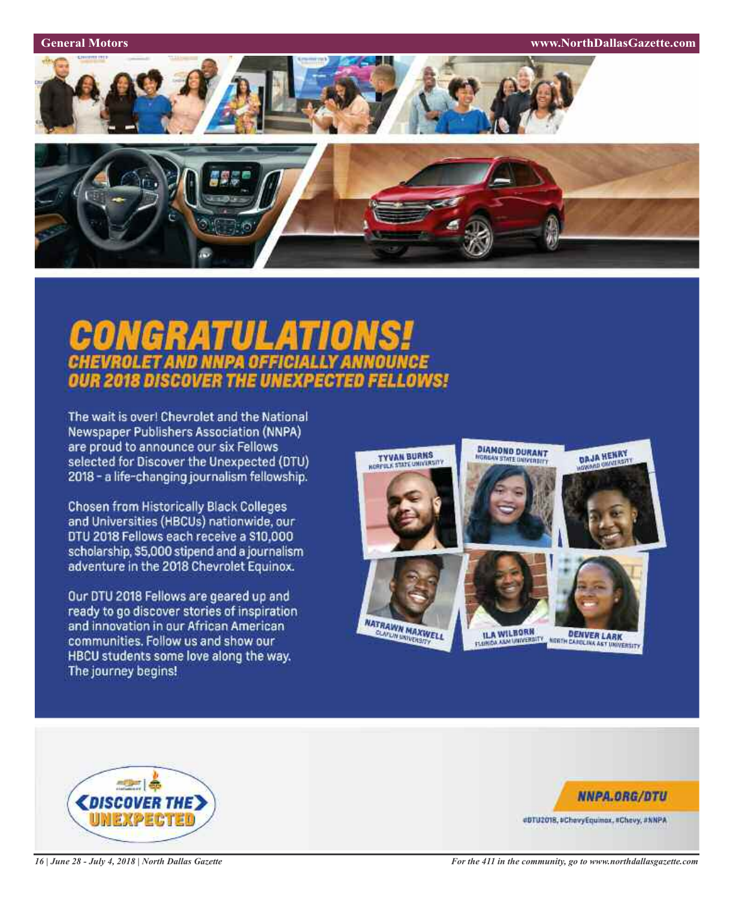# CONGRATULATIONS!

## CHEVROLET AND NNPA OFFICIALLY ANNOUNCE OUR 2018 DISCOVER THE UNEXPECTED FELLOWS!

The wait is over! Chevrolet and the National Newspaper Publishers Association (NNPA) are proud to announce our six Fellows selected for Discover the Unexpected (DTU) 2018 – a life-changing journalism fellowship.

Chosen from Historically Black Colleges and Universities (HBCUs) nationwide, our DTU 2018 Fellows each receive a $10,000 scholarship, $5,000 stipend and a journalism adventure in the 2018 Chevrolet Equinox.

Our DTU 2018 Fellows are geared up and ready to go discover stories of inspiration and innovation in our African American communities. Follow us and show our HBCU students some love along the way. The journey begins!

TYVAN BURNS
NORFOLK STATE UNIVERSITY

DIAMOND DURANT
MORGAN STATE UNIVERSITY

DAJA HENRY
HOWARD UNIVERSITY

NATRAWN MAXWELL
CLAFLIN UNIVERSITY

ILA WILBORN
FLORIDA A&M UNIVERSITY

DENVER LARK
NORTH CAROLINA A&T UNIVERSITY

DISCOVER THE UNEXPECTED

NNPA.ORG/DTU

#DTU2018, #ChevyEquinox, #Chevy, #NNPA